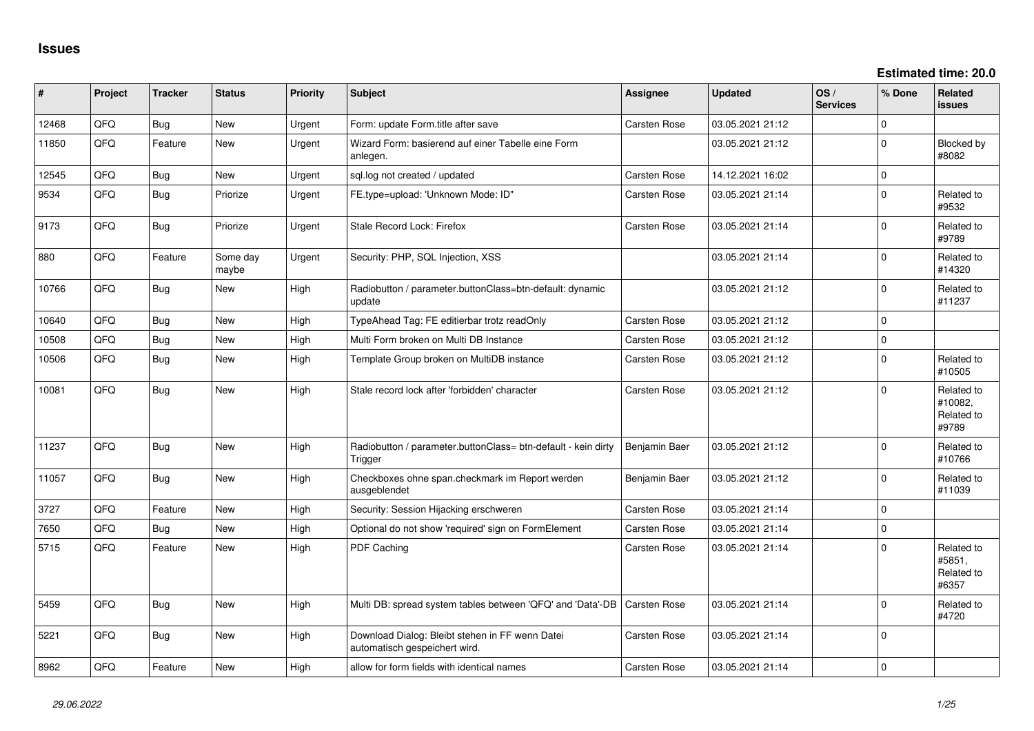# Issues

**Estimated time: 20.0**

| # | Project | Tracker | Status | Priority | Subject | Assignee | Updated | OS / Services | % Done | Related issues |
|---|---|---|---|---|---|---|---|---|---|---|
| 12468 | QFQ | Bug | New | Urgent | Form: update Form.title after save | Carsten Rose | 03.05.2021 21:12 | | 0 | |
| 11850 | QFQ | Feature | New | Urgent | Wizard Form: basierend auf einer Tabelle eine Form anlegen. | | 03.05.2021 21:12 | | 0 | Blocked by #8082 |
| 12545 | QFQ | Bug | New | Urgent | sql.log not created / updated | Carsten Rose | 14.12.2021 16:02 | | 0 | |
| 9534 | QFQ | Bug | Priorize | Urgent | FE.type=upload: 'Unknown Mode: ID" | Carsten Rose | 03.05.2021 21:14 | | 0 | Related to #9532 |
| 9173 | QFQ | Bug | Priorize | Urgent | Stale Record Lock: Firefox | Carsten Rose | 03.05.2021 21:14 | | 0 | Related to #9789 |
| 880 | QFQ | Feature | Some day maybe | Urgent | Security: PHP, SQL Injection, XSS | | 03.05.2021 21:14 | | 0 | Related to #14320 |
| 10766 | QFQ | Bug | New | High | Radiobutton / parameter.buttonClass=btn-default: dynamic update | | 03.05.2021 21:12 | | 0 | Related to #11237 |
| 10640 | QFQ | Bug | New | High | TypeAhead Tag: FE editierbar trotz readOnly | Carsten Rose | 03.05.2021 21:12 | | 0 | |
| 10508 | QFQ | Bug | New | High | Multi Form broken on Multi DB Instance | Carsten Rose | 03.05.2021 21:12 | | 0 | |
| 10506 | QFQ | Bug | New | High | Template Group broken on MultiDB instance | Carsten Rose | 03.05.2021 21:12 | | 0 | Related to #10505 |
| 10081 | QFQ | Bug | New | High | Stale record lock after 'forbidden' character | Carsten Rose | 03.05.2021 21:12 | | 0 | Related to #10082, Related to #9789 |
| 11237 | QFQ | Bug | New | High | Radiobutton / parameter.buttonClass= btn-default - kein dirty Trigger | Benjamin Baer | 03.05.2021 21:12 | | 0 | Related to #10766 |
| 11057 | QFQ | Bug | New | High | Checkboxes ohne span.checkmark im Report werden ausgeblendet | Benjamin Baer | 03.05.2021 21:12 | | 0 | Related to #11039 |
| 3727 | QFQ | Feature | New | High | Security: Session Hijacking erschweren | Carsten Rose | 03.05.2021 21:14 | | 0 | |
| 7650 | QFQ | Bug | New | High | Optional do not show 'required' sign on FormElement | Carsten Rose | 03.05.2021 21:14 | | 0 | |
| 5715 | QFQ | Feature | New | High | PDF Caching | Carsten Rose | 03.05.2021 21:14 | | 0 | Related to #5851, Related to #6357 |
| 5459 | QFQ | Bug | New | High | Multi DB: spread system tables between 'QFQ' and 'Data'-DB | Carsten Rose | 03.05.2021 21:14 | | 0 | Related to #4720 |
| 5221 | QFQ | Bug | New | High | Download Dialog: Bleibt stehen in FF wenn Datei automatisch gespeichert wird. | Carsten Rose | 03.05.2021 21:14 | | 0 | |
| 8962 | QFQ | Feature | New | High | allow for form fields with identical names | Carsten Rose | 03.05.2021 21:14 | | 0 | |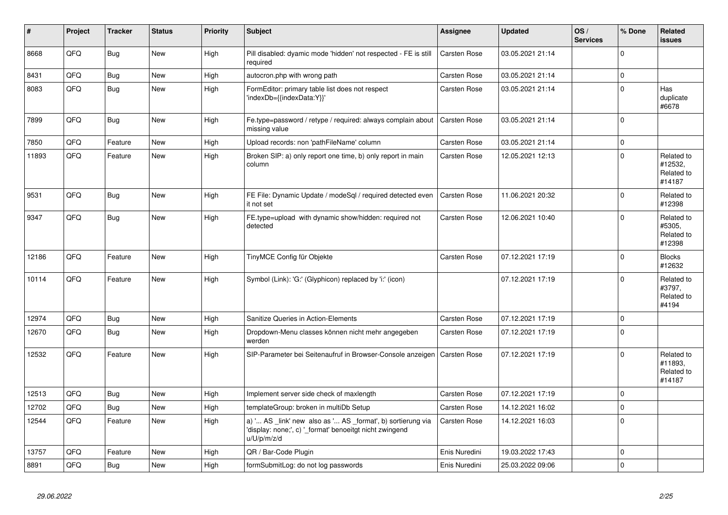| # | Project | Tracker | Status | Priority | Subject | Assignee | Updated | OS / Services | % Done | Related issues |
|---|---|---|---|---|---|---|---|---|---|---|
| 8668 | QFQ | Bug | New | High | Pill disabled: dyamic mode 'hidden' not respected - FE is still required | Carsten Rose | 03.05.2021 21:14 | | 0 | |
| 8431 | QFQ | Bug | New | High | autocron.php with wrong path | Carsten Rose | 03.05.2021 21:14 | | 0 | |
| 8083 | QFQ | Bug | New | High | FormEditor: primary table list does not respect 'indexDb={{indexData:Y}}' | Carsten Rose | 03.05.2021 21:14 | | 0 | Has duplicate #6678 |
| 7899 | QFQ | Bug | New | High | Fe.type=password / retype / required: always complain about missing value | Carsten Rose | 03.05.2021 21:14 | | 0 | |
| 7850 | QFQ | Feature | New | High | Upload records: non 'pathFileName' column | Carsten Rose | 03.05.2021 21:14 | | 0 | |
| 11893 | QFQ | Feature | New | High | Broken SIP: a) only report one time, b) only report in main column | Carsten Rose | 12.05.2021 12:13 | | 0 | Related to #12532, Related to #14187 |
| 9531 | QFQ | Bug | New | High | FE File: Dynamic Update / modeSql / required detected even it not set | Carsten Rose | 11.06.2021 20:32 | | 0 | Related to #12398 |
| 9347 | QFQ | Bug | New | High | FE.type=upload with dynamic show/hidden: required not detected | Carsten Rose | 12.06.2021 10:40 | | 0 | Related to #5305, Related to #12398 |
| 12186 | QFQ | Feature | New | High | TinyMCE Config für Objekte | Carsten Rose | 07.12.2021 17:19 | | 0 | Blocks #12632 |
| 10114 | QFQ | Feature | New | High | Symbol (Link): 'G:' (Glyphicon) replaced by 'i:' (icon) | | 07.12.2021 17:19 | | 0 | Related to #3797, Related to #4194 |
| 12974 | QFQ | Bug | New | High | Sanitize Queries in Action-Elements | Carsten Rose | 07.12.2021 17:19 | | 0 | |
| 12670 | QFQ | Bug | New | High | Dropdown-Menu classes können nicht mehr angegeben werden | Carsten Rose | 07.12.2021 17:19 | | 0 | |
| 12532 | QFQ | Feature | New | High | SIP-Parameter bei Seitenaufruf in Browser-Console anzeigen | Carsten Rose | 07.12.2021 17:19 | | 0 | Related to #11893, Related to #14187 |
| 12513 | QFQ | Bug | New | High | Implement server side check of maxlength | Carsten Rose | 07.12.2021 17:19 | | 0 | |
| 12702 | QFQ | Bug | New | High | templateGroup: broken in multiDb Setup | Carsten Rose | 14.12.2021 16:02 | | 0 | |
| 12544 | QFQ | Feature | New | High | a) '... AS _link' new also as '... AS _format', b) sortierung via 'display: none;', c) '_format' benoeitgt nicht zwingend u/U/p/m/z/d | Carsten Rose | 14.12.2021 16:03 | | 0 | |
| 13757 | QFQ | Feature | New | High | QR / Bar-Code Plugin | Enis Nuredini | 19.03.2022 17:43 | | 0 | |
| 8891 | QFQ | Bug | New | High | formSubmitLog: do not log passwords | Enis Nuredini | 25.03.2022 09:06 | | 0 | |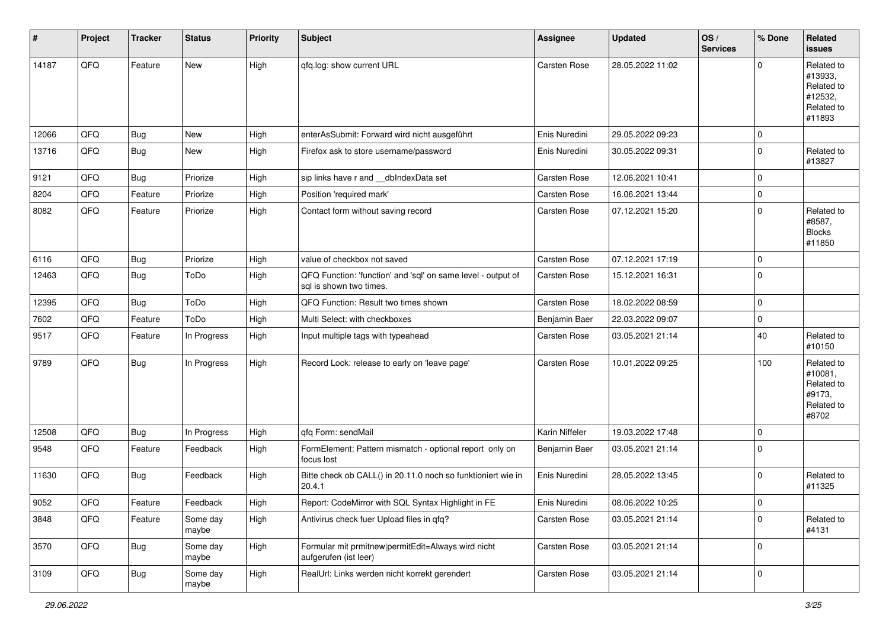| # | Project | Tracker | Status | Priority | Subject | Assignee | Updated | OS / Services | % Done | Related issues |
|---|---|---|---|---|---|---|---|---|---|---|
| 14187 | QFQ | Feature | New | High | qfq.log: show current URL | Carsten Rose | 28.05.2022 11:02 | | 0 | Related to #13933, Related to #12532, Related to #11893 |
| 12066 | QFQ | Bug | New | High | enterAsSubmit: Forward wird nicht ausgeführt | Enis Nuredini | 29.05.2022 09:23 | | 0 | |
| 13716 | QFQ | Bug | New | High | Firefox ask to store username/password | Enis Nuredini | 30.05.2022 09:31 | | 0 | Related to #13827 |
| 9121 | QFQ | Bug | Priorize | High | sip links have r and __dbIndexData set | Carsten Rose | 12.06.2021 10:41 | | 0 | |
| 8204 | QFQ | Feature | Priorize | High | Position 'required mark' | Carsten Rose | 16.06.2021 13:44 | | 0 | |
| 8082 | QFQ | Feature | Priorize | High | Contact form without saving record | Carsten Rose | 07.12.2021 15:20 | | 0 | Related to #8587, Blocks #11850 |
| 6116 | QFQ | Bug | Priorize | High | value of checkbox not saved | Carsten Rose | 07.12.2021 17:19 | | 0 | |
| 12463 | QFQ | Bug | ToDo | High | QFQ Function: 'function' and 'sql' on same level - output of sql is shown two times. | Carsten Rose | 15.12.2021 16:31 | | 0 | |
| 12395 | QFQ | Bug | ToDo | High | QFQ Function: Result two times shown | Carsten Rose | 18.02.2022 08:59 | | 0 | |
| 7602 | QFQ | Feature | ToDo | High | Multi Select: with checkboxes | Benjamin Baer | 22.03.2022 09:07 | | 0 | |
| 9517 | QFQ | Feature | In Progress | High | Input multiple tags with typeahead | Carsten Rose | 03.05.2021 21:14 | | 40 | Related to #10150 |
| 9789 | QFQ | Bug | In Progress | High | Record Lock: release to early on 'leave page' | Carsten Rose | 10.01.2022 09:25 | | 100 | Related to #10081, Related to #9173, Related to #8702 |
| 12508 | QFQ | Bug | In Progress | High | qfq Form: sendMail | Karin Niffeler | 19.03.2022 17:48 | | 0 | |
| 9548 | QFQ | Feature | Feedback | High | FormElement: Pattern mismatch - optional report only on focus lost | Benjamin Baer | 03.05.2021 21:14 | | 0 | |
| 11630 | QFQ | Bug | Feedback | High | Bitte check ob CALL() in 20.11.0 noch so funktioniert wie in 20.4.1 | Enis Nuredini | 28.05.2022 13:45 | | 0 | Related to #11325 |
| 9052 | QFQ | Feature | Feedback | High | Report: CodeMirror with SQL Syntax Highlight in FE | Enis Nuredini | 08.06.2022 10:25 | | 0 | |
| 3848 | QFQ | Feature | Some day maybe | High | Antivirus check fuer Upload files in qfq? | Carsten Rose | 03.05.2021 21:14 | | 0 | Related to #4131 |
| 3570 | QFQ | Bug | Some day maybe | High | Formular mit prmitnew\|permitEdit=Always wird nicht aufgerufen (ist leer) | Carsten Rose | 03.05.2021 21:14 | | 0 | |
| 3109 | QFQ | Bug | Some day maybe | High | RealUrl: Links werden nicht korrekt gerendert | Carsten Rose | 03.05.2021 21:14 | | 0 | |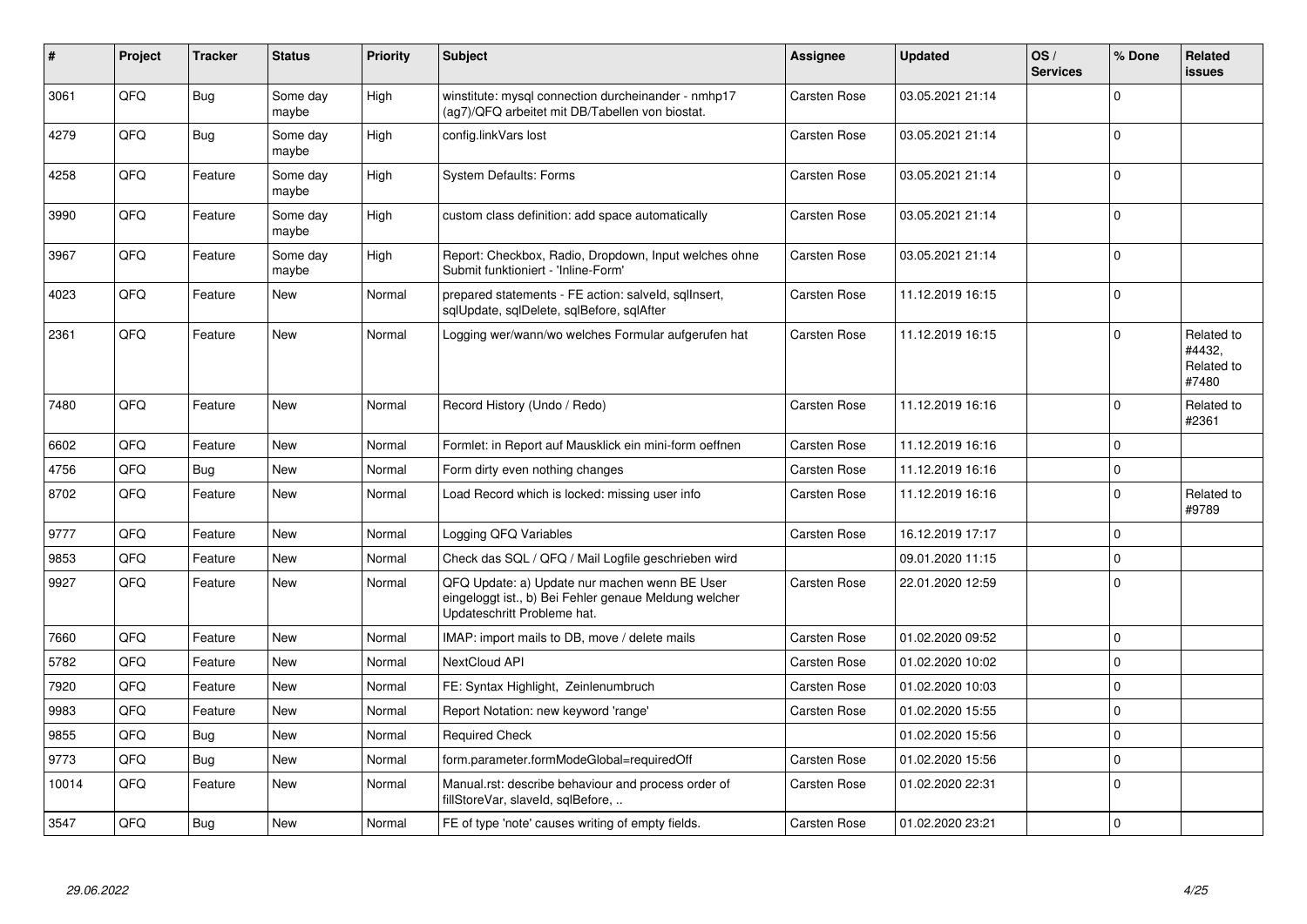| # | Project | Tracker | Status | Priority | Subject | Assignee | Updated | OS / Services | % Done | Related issues |
|---|---|---|---|---|---|---|---|---|---|---|
| 3061 | QFQ | Bug | Some day maybe | High | winstitute: mysql connection durcheinander - nmhp17 (ag7)/QFQ arbeitet mit DB/Tabellen von biostat. | Carsten Rose | 03.05.2021 21:14 | | 0 | |
| 4279 | QFQ | Bug | Some day maybe | High | config.linkVars lost | Carsten Rose | 03.05.2021 21:14 | | 0 | |
| 4258 | QFQ | Feature | Some day maybe | High | System Defaults: Forms | Carsten Rose | 03.05.2021 21:14 | | 0 | |
| 3990 | QFQ | Feature | Some day maybe | High | custom class definition: add space automatically | Carsten Rose | 03.05.2021 21:14 | | 0 | |
| 3967 | QFQ | Feature | Some day maybe | High | Report: Checkbox, Radio, Dropdown, Input welches ohne Submit funktioniert - 'Inline-Form' | Carsten Rose | 03.05.2021 21:14 | | 0 | |
| 4023 | QFQ | Feature | New | Normal | prepared statements - FE action: salveId, sqlInsert, sqlUpdate, sqlDelete, sqlBefore, sqlAfter | Carsten Rose | 11.12.2019 16:15 | | 0 | |
| 2361 | QFQ | Feature | New | Normal | Logging wer/wann/wo welches Formular aufgerufen hat | Carsten Rose | 11.12.2019 16:15 | | 0 | Related to #4432, Related to #7480 |
| 7480 | QFQ | Feature | New | Normal | Record History (Undo / Redo) | Carsten Rose | 11.12.2019 16:16 | | 0 | Related to #2361 |
| 6602 | QFQ | Feature | New | Normal | Formlet: in Report auf Mausklick ein mini-form oeffnen | Carsten Rose | 11.12.2019 16:16 | | 0 | |
| 4756 | QFQ | Bug | New | Normal | Form dirty even nothing changes | Carsten Rose | 11.12.2019 16:16 | | 0 | |
| 8702 | QFQ | Feature | New | Normal | Load Record which is locked: missing user info | Carsten Rose | 11.12.2019 16:16 | | 0 | Related to #9789 |
| 9777 | QFQ | Feature | New | Normal | Logging QFQ Variables | Carsten Rose | 16.12.2019 17:17 | | 0 | |
| 9853 | QFQ | Feature | New | Normal | Check das SQL / QFQ / Mail Logfile geschrieben wird | | 09.01.2020 11:15 | | 0 | |
| 9927 | QFQ | Feature | New | Normal | QFQ Update: a) Update nur machen wenn BE User eingeloggt ist., b) Bei Fehler genaue Meldung welcher Updateschritt Probleme hat. | Carsten Rose | 22.01.2020 12:59 | | 0 | |
| 7660 | QFQ | Feature | New | Normal | IMAP: import mails to DB, move / delete mails | Carsten Rose | 01.02.2020 09:52 | | 0 | |
| 5782 | QFQ | Feature | New | Normal | NextCloud API | Carsten Rose | 01.02.2020 10:02 | | 0 | |
| 7920 | QFQ | Feature | New | Normal | FE: Syntax Highlight, Zeilenumbruch | Carsten Rose | 01.02.2020 10:03 | | 0 | |
| 9983 | QFQ | Feature | New | Normal | Report Notation: new keyword 'range' | Carsten Rose | 01.02.2020 15:55 | | 0 | |
| 9855 | QFQ | Bug | New | Normal | Required Check | | 01.02.2020 15:56 | | 0 | |
| 9773 | QFQ | Bug | New | Normal | form.parameter.formModeGlobal=requiredOff | Carsten Rose | 01.02.2020 15:56 | | 0 | |
| 10014 | QFQ | Feature | New | Normal | Manual.rst: describe behaviour and process order of fillStoreVar, slaveId, sqlBefore, .. | Carsten Rose | 01.02.2020 22:31 | | 0 | |
| 3547 | QFQ | Bug | New | Normal | FE of type 'note' causes writing of empty fields. | Carsten Rose | 01.02.2020 23:21 | | 0 | |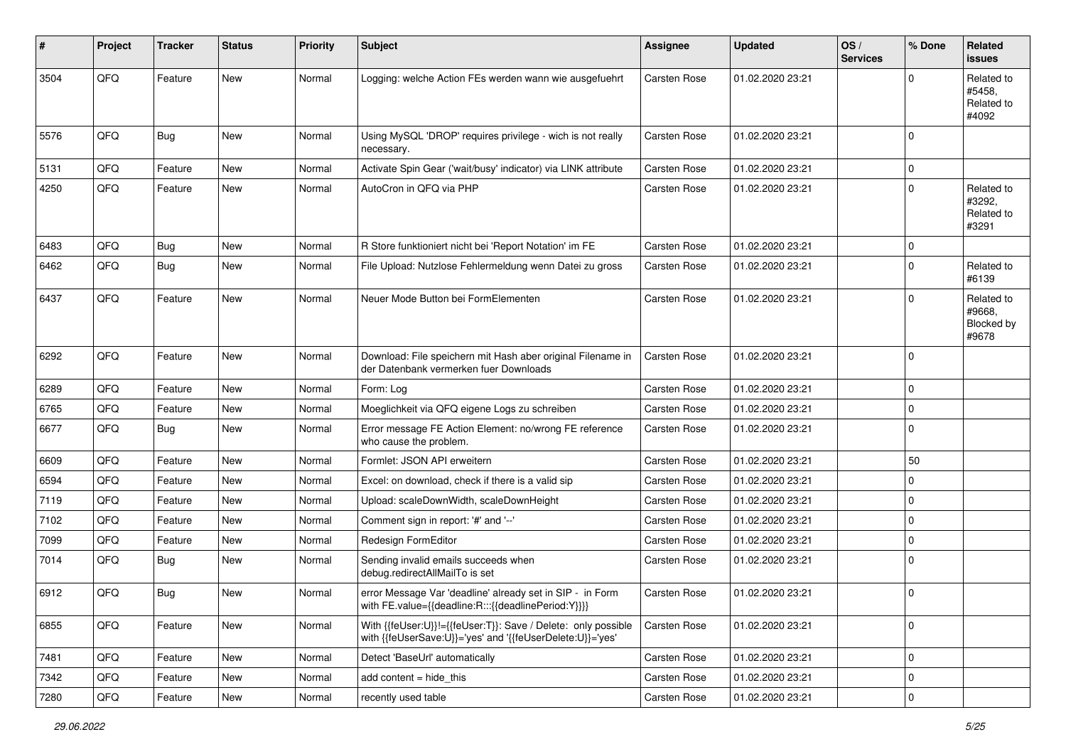| # | Project | Tracker | Status | Priority | Subject | Assignee | Updated | OS / Services | % Done | Related issues |
|---|---|---|---|---|---|---|---|---|---|---|
| 3504 | QFQ | Feature | New | Normal | Logging: welche Action FEs werden wann wie ausgefuehrt | Carsten Rose | 01.02.2020 23:21 | | 0 | Related to #5458, Related to #4092 |
| 5576 | QFQ | Bug | New | Normal | Using MySQL 'DROP' requires privilege - wich is not really necessary. | Carsten Rose | 01.02.2020 23:21 | | 0 | |
| 5131 | QFQ | Feature | New | Normal | Activate Spin Gear ('wait/busy' indicator) via LINK attribute | Carsten Rose | 01.02.2020 23:21 | | 0 | |
| 4250 | QFQ | Feature | New | Normal | AutoCron in QFQ via PHP | Carsten Rose | 01.02.2020 23:21 | | 0 | Related to #3292, Related to #3291 |
| 6483 | QFQ | Bug | New | Normal | R Store funktioniert nicht bei 'Report Notation' im FE | Carsten Rose | 01.02.2020 23:21 | | 0 | |
| 6462 | QFQ | Bug | New | Normal | File Upload: Nutzlose Fehlermeldung wenn Datei zu gross | Carsten Rose | 01.02.2020 23:21 | | 0 | Related to #6139 |
| 6437 | QFQ | Feature | New | Normal | Neuer Mode Button bei FormElementen | Carsten Rose | 01.02.2020 23:21 | | 0 | Related to #9668, Blocked by #9678 |
| 6292 | QFQ | Feature | New | Normal | Download: File speichern mit Hash aber original Filename in der Datenbank vermerken fuer Downloads | Carsten Rose | 01.02.2020 23:21 | | 0 | |
| 6289 | QFQ | Feature | New | Normal | Form: Log | Carsten Rose | 01.02.2020 23:21 | | 0 | |
| 6765 | QFQ | Feature | New | Normal | Moeglichkeit via QFQ eigene Logs zu schreiben | Carsten Rose | 01.02.2020 23:21 | | 0 | |
| 6677 | QFQ | Bug | New | Normal | Error message FE Action Element: no/wrong FE reference who cause the problem. | Carsten Rose | 01.02.2020 23:21 | | 0 | |
| 6609 | QFQ | Feature | New | Normal | Formlet: JSON API erweitern | Carsten Rose | 01.02.2020 23:21 | | 50 | |
| 6594 | QFQ | Feature | New | Normal | Excel: on download, check if there is a valid sip | Carsten Rose | 01.02.2020 23:21 | | 0 | |
| 7119 | QFQ | Feature | New | Normal | Upload: scaleDownWidth, scaleDownHeight | Carsten Rose | 01.02.2020 23:21 | | 0 | |
| 7102 | QFQ | Feature | New | Normal | Comment sign in report: '#' and '--' | Carsten Rose | 01.02.2020 23:21 | | 0 | |
| 7099 | QFQ | Feature | New | Normal | Redesign FormEditor | Carsten Rose | 01.02.2020 23:21 | | 0 | |
| 7014 | QFQ | Bug | New | Normal | Sending invalid emails succeeds when debug.redirectAllMailTo is set | Carsten Rose | 01.02.2020 23:21 | | 0 | |
| 6912 | QFQ | Bug | New | Normal | error Message Var 'deadline' already set in SIP - in Form with FE.value={{deadline:R:::{{deadlinePeriod:Y}}}} | Carsten Rose | 01.02.2020 23:21 | | 0 | |
| 6855 | QFQ | Feature | New | Normal | With {{feUser:U}}!={{feUser:T}}: Save / Delete: only possible with {{feUserSave:U}}='yes' and '{{feUserDelete:U}}='yes' | Carsten Rose | 01.02.2020 23:21 | | 0 | |
| 7481 | QFQ | Feature | New | Normal | Detect 'BaseUrl' automatically | Carsten Rose | 01.02.2020 23:21 | | 0 | |
| 7342 | QFQ | Feature | New | Normal | add content = hide_this | Carsten Rose | 01.02.2020 23:21 | | 0 | |
| 7280 | QFQ | Feature | New | Normal | recently used table | Carsten Rose | 01.02.2020 23:21 | | 0 | |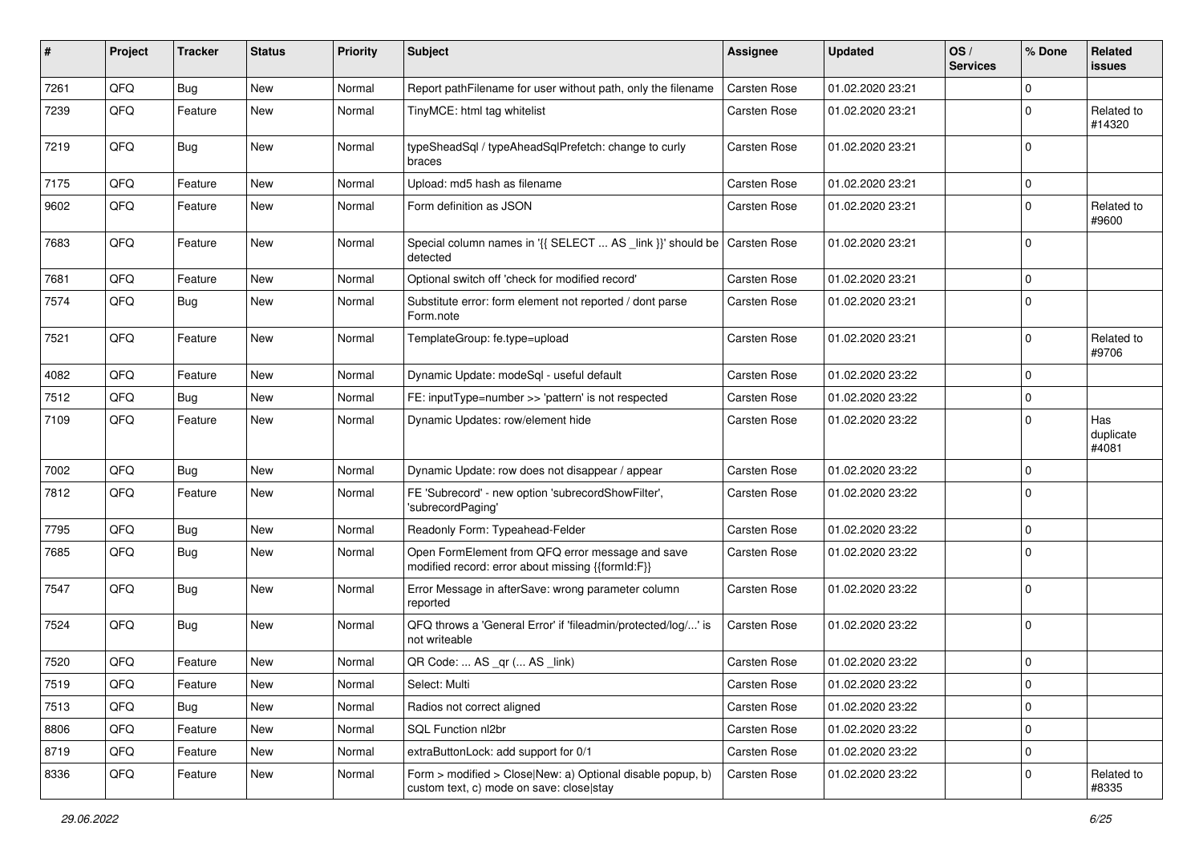| # | Project | Tracker | Status | Priority | Subject | Assignee | Updated | OS / Services | % Done | Related issues |
|---|---|---|---|---|---|---|---|---|---|---|
| 7261 | QFQ | Bug | New | Normal | Report pathFilename for user without path, only the filename | Carsten Rose | 01.02.2020 23:21 | | 0 | |
| 7239 | QFQ | Feature | New | Normal | TinyMCE: html tag whitelist | Carsten Rose | 01.02.2020 23:21 | | 0 | Related to #14320 |
| 7219 | QFQ | Bug | New | Normal | typeSheadSql / typeAheadSqlPrefetch: change to curly braces | Carsten Rose | 01.02.2020 23:21 | | 0 | |
| 7175 | QFQ | Feature | New | Normal | Upload: md5 hash as filename | Carsten Rose | 01.02.2020 23:21 | | 0 | |
| 9602 | QFQ | Feature | New | Normal | Form definition as JSON | Carsten Rose | 01.02.2020 23:21 | | 0 | Related to #9600 |
| 7683 | QFQ | Feature | New | Normal | Special column names in '{{ SELECT ... AS _link }}' should be detected | Carsten Rose | 01.02.2020 23:21 | | 0 | |
| 7681 | QFQ | Feature | New | Normal | Optional switch off 'check for modified record' | Carsten Rose | 01.02.2020 23:21 | | 0 | |
| 7574 | QFQ | Bug | New | Normal | Substitute error: form element not reported / dont parse Form.note | Carsten Rose | 01.02.2020 23:21 | | 0 | |
| 7521 | QFQ | Feature | New | Normal | TemplateGroup: fe.type=upload | Carsten Rose | 01.02.2020 23:21 | | 0 | Related to #9706 |
| 4082 | QFQ | Feature | New | Normal | Dynamic Update: modeSql - useful default | Carsten Rose | 01.02.2020 23:22 | | 0 | |
| 7512 | QFQ | Bug | New | Normal | FE: inputType=number >> 'pattern' is not respected | Carsten Rose | 01.02.2020 23:22 | | 0 | |
| 7109 | QFQ | Feature | New | Normal | Dynamic Updates: row/element hide | Carsten Rose | 01.02.2020 23:22 | | 0 | Has duplicate #4081 |
| 7002 | QFQ | Bug | New | Normal | Dynamic Update: row does not disappear / appear | Carsten Rose | 01.02.2020 23:22 | | 0 | |
| 7812 | QFQ | Feature | New | Normal | FE 'Subrecord' - new option 'subrecordShowFilter', 'subrecordPaging' | Carsten Rose | 01.02.2020 23:22 | | 0 | |
| 7795 | QFQ | Bug | New | Normal | Readonly Form: Typeahead-Felder | Carsten Rose | 01.02.2020 23:22 | | 0 | |
| 7685 | QFQ | Bug | New | Normal | Open FormElement from QFQ error message and save modified record: error about missing {{formId:F}} | Carsten Rose | 01.02.2020 23:22 | | 0 | |
| 7547 | QFQ | Bug | New | Normal | Error Message in afterSave: wrong parameter column reported | Carsten Rose | 01.02.2020 23:22 | | 0 | |
| 7524 | QFQ | Bug | New | Normal | QFQ throws a 'General Error' if 'fileadmin/protected/log/...' is not writeable | Carsten Rose | 01.02.2020 23:22 | | 0 | |
| 7520 | QFQ | Feature | New | Normal | QR Code: ... AS _qr ( ... AS _link) | Carsten Rose | 01.02.2020 23:22 | | 0 | |
| 7519 | QFQ | Feature | New | Normal | Select: Multi | Carsten Rose | 01.02.2020 23:22 | | 0 | |
| 7513 | QFQ | Bug | New | Normal | Radios not correct aligned | Carsten Rose | 01.02.2020 23:22 | | 0 | |
| 8806 | QFQ | Feature | New | Normal | SQL Function nl2br | Carsten Rose | 01.02.2020 23:22 | | 0 | |
| 8719 | QFQ | Feature | New | Normal | extraButtonLock: add support for 0/1 | Carsten Rose | 01.02.2020 23:22 | | 0 | |
| 8336 | QFQ | Feature | New | Normal | Form > modified > Close\|New: a) Optional disable popup, b) custom text, c) mode on save: close\|stay | Carsten Rose | 01.02.2020 23:22 | | 0 | Related to #8335 |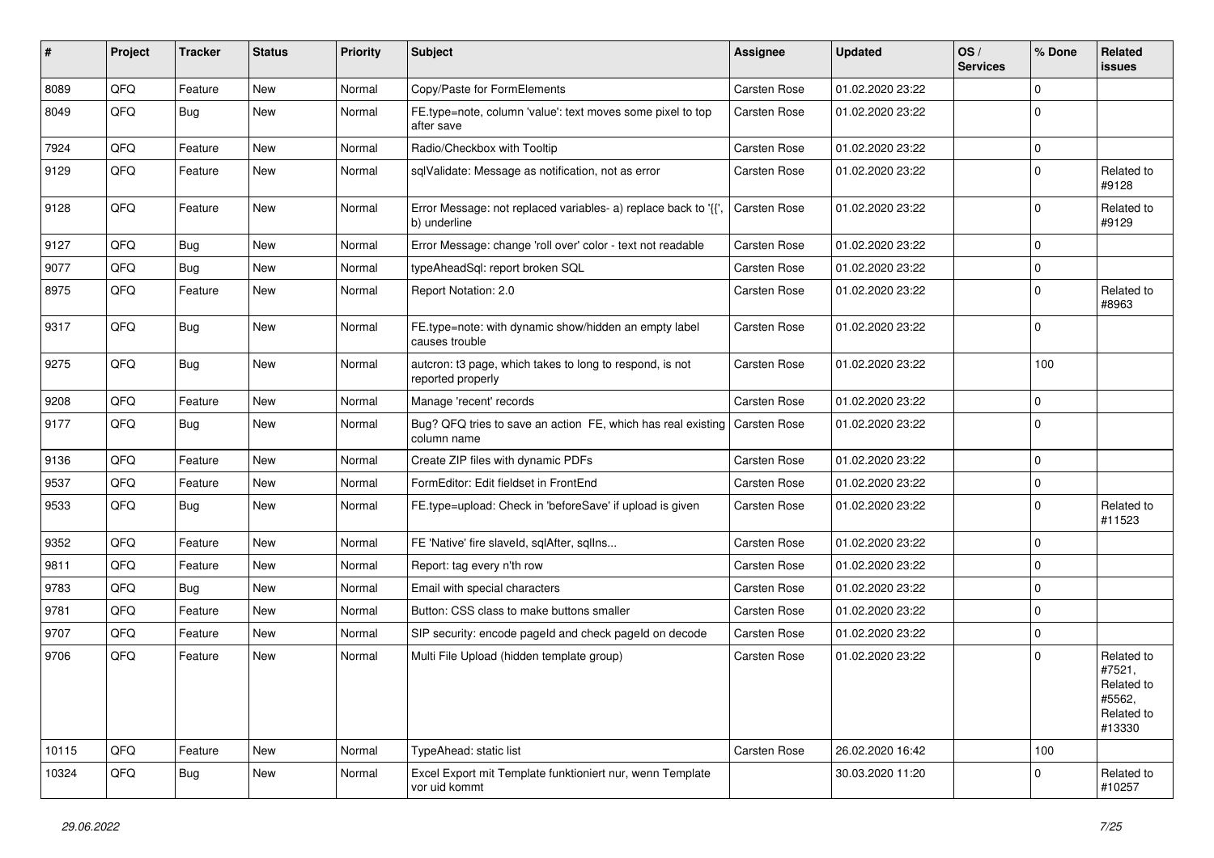| # | Project | Tracker | Status | Priority | Subject | Assignee | Updated | OS / Services | % Done | Related issues |
|---|---|---|---|---|---|---|---|---|---|---|
| 8089 | QFQ | Feature | New | Normal | Copy/Paste for FormElements | Carsten Rose | 01.02.2020 23:22 | | 0 | |
| 8049 | QFQ | Bug | New | Normal | FE.type=note, column 'value': text moves some pixel to top after save | Carsten Rose | 01.02.2020 23:22 | | 0 | |
| 7924 | QFQ | Feature | New | Normal | Radio/Checkbox with Tooltip | Carsten Rose | 01.02.2020 23:22 | | 0 | |
| 9129 | QFQ | Feature | New | Normal | sqlValidate: Message as notification, not as error | Carsten Rose | 01.02.2020 23:22 | | 0 | Related to #9128 |
| 9128 | QFQ | Feature | New | Normal | Error Message: not replaced variables- a) replace back to '{{', b) underline | Carsten Rose | 01.02.2020 23:22 | | 0 | Related to #9129 |
| 9127 | QFQ | Bug | New | Normal | Error Message: change 'roll over' color - text not readable | Carsten Rose | 01.02.2020 23:22 | | 0 | |
| 9077 | QFQ | Bug | New | Normal | typeAheadSql: report broken SQL | Carsten Rose | 01.02.2020 23:22 | | 0 | |
| 8975 | QFQ | Feature | New | Normal | Report Notation: 2.0 | Carsten Rose | 01.02.2020 23:22 | | 0 | Related to #8963 |
| 9317 | QFQ | Bug | New | Normal | FE.type=note: with dynamic show/hidden an empty label causes trouble | Carsten Rose | 01.02.2020 23:22 | | 0 | |
| 9275 | QFQ | Bug | New | Normal | autcron: t3 page, which takes to long to respond, is not reported properly | Carsten Rose | 01.02.2020 23:22 | | 100 | |
| 9208 | QFQ | Feature | New | Normal | Manage 'recent' records | Carsten Rose | 01.02.2020 23:22 | | 0 | |
| 9177 | QFQ | Bug | New | Normal | Bug? QFQ tries to save an action FE, which has real existing column name | Carsten Rose | 01.02.2020 23:22 | | 0 | |
| 9136 | QFQ | Feature | New | Normal | Create ZIP files with dynamic PDFs | Carsten Rose | 01.02.2020 23:22 | | 0 | |
| 9537 | QFQ | Feature | New | Normal | FormEditor: Edit fieldset in FrontEnd | Carsten Rose | 01.02.2020 23:22 | | 0 | |
| 9533 | QFQ | Bug | New | Normal | FE.type=upload: Check in 'beforeSave' if upload is given | Carsten Rose | 01.02.2020 23:22 | | 0 | Related to #11523 |
| 9352 | QFQ | Feature | New | Normal | FE 'Native' fire slaveId, sqlAfter, sqlIns... | Carsten Rose | 01.02.2020 23:22 | | 0 | |
| 9811 | QFQ | Feature | New | Normal | Report: tag every n'th row | Carsten Rose | 01.02.2020 23:22 | | 0 | |
| 9783 | QFQ | Bug | New | Normal | Email with special characters | Carsten Rose | 01.02.2020 23:22 | | 0 | |
| 9781 | QFQ | Feature | New | Normal | Button: CSS class to make buttons smaller | Carsten Rose | 01.02.2020 23:22 | | 0 | |
| 9707 | QFQ | Feature | New | Normal | SIP security: encode pageId and check pageId on decode | Carsten Rose | 01.02.2020 23:22 | | 0 | |
| 9706 | QFQ | Feature | New | Normal | Multi File Upload (hidden template group) | Carsten Rose | 01.02.2020 23:22 | | 0 | Related to #7521, Related to #5562, Related to #13330 |
| 10115 | QFQ | Feature | New | Normal | TypeAhead: static list | Carsten Rose | 26.02.2020 16:42 | | 100 | |
| 10324 | QFQ | Bug | New | Normal | Excel Export mit Template funktioniert nur, wenn Template vor uid kommt | | 30.03.2020 11:20 | | 0 | Related to #10257 |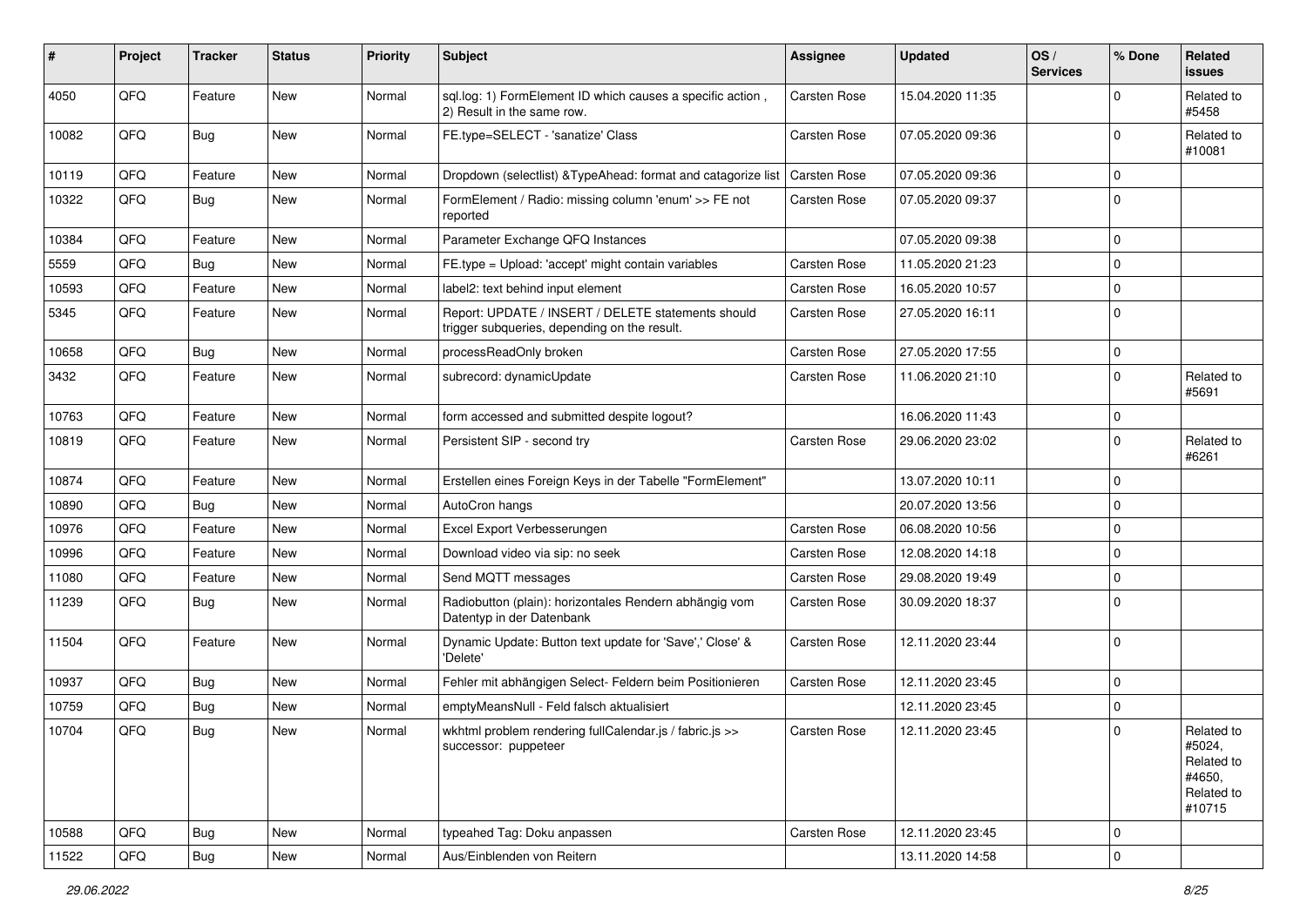| # | Project | Tracker | Status | Priority | Subject | Assignee | Updated | OS / Services | % Done | Related issues |
|---|---|---|---|---|---|---|---|---|---|---|
| 4050 | QFQ | Feature | New | Normal | sql.log: 1) FormElement ID which causes a specific action , 2) Result in the same row. | Carsten Rose | 15.04.2020 11:35 | | 0 | Related to #5458 |
| 10082 | QFQ | Bug | New | Normal | FE.type=SELECT - 'sanatize' Class | Carsten Rose | 07.05.2020 09:36 | | 0 | Related to #10081 |
| 10119 | QFQ | Feature | New | Normal | Dropdown (selectlist) &TypeAhead: format and catagorize list | Carsten Rose | 07.05.2020 09:36 | | 0 | |
| 10322 | QFQ | Bug | New | Normal | FormElement / Radio: missing column 'enum' >> FE not reported | Carsten Rose | 07.05.2020 09:37 | | 0 | |
| 10384 | QFQ | Feature | New | Normal | Parameter Exchange QFQ Instances | | 07.05.2020 09:38 | | 0 | |
| 5559 | QFQ | Bug | New | Normal | FE.type = Upload: 'accept' might contain variables | Carsten Rose | 11.05.2020 21:23 | | 0 | |
| 10593 | QFQ | Feature | New | Normal | label2: text behind input element | Carsten Rose | 16.05.2020 10:57 | | 0 | |
| 5345 | QFQ | Feature | New | Normal | Report: UPDATE / INSERT / DELETE statements should trigger subqueries, depending on the result. | Carsten Rose | 27.05.2020 16:11 | | 0 | |
| 10658 | QFQ | Bug | New | Normal | processReadOnly broken | Carsten Rose | 27.05.2020 17:55 | | 0 | |
| 3432 | QFQ | Feature | New | Normal | subrecord: dynamicUpdate | Carsten Rose | 11.06.2020 21:10 | | 0 | Related to #5691 |
| 10763 | QFQ | Feature | New | Normal | form accessed and submitted despite logout? | | 16.06.2020 11:43 | | 0 | |
| 10819 | QFQ | Feature | New | Normal | Persistent SIP - second try | Carsten Rose | 29.06.2020 23:02 | | 0 | Related to #6261 |
| 10874 | QFQ | Feature | New | Normal | Erstellen eines Foreign Keys in der Tabelle "FormElement" | | 13.07.2020 10:11 | | 0 | |
| 10890 | QFQ | Bug | New | Normal | AutoCron hangs | | 20.07.2020 13:56 | | 0 | |
| 10976 | QFQ | Feature | New | Normal | Excel Export Verbesserungen | Carsten Rose | 06.08.2020 10:56 | | 0 | |
| 10996 | QFQ | Feature | New | Normal | Download video via sip: no seek | Carsten Rose | 12.08.2020 14:18 | | 0 | |
| 11080 | QFQ | Feature | New | Normal | Send MQTT messages | Carsten Rose | 29.08.2020 19:49 | | 0 | |
| 11239 | QFQ | Bug | New | Normal | Radiobutton (plain): horizontales Rendern abhängig vom Datentyp in der Datenbank | Carsten Rose | 30.09.2020 18:37 | | 0 | |
| 11504 | QFQ | Feature | New | Normal | Dynamic Update: Button text update for 'Save',' Close' & 'Delete' | Carsten Rose | 12.11.2020 23:44 | | 0 | |
| 10937 | QFQ | Bug | New | Normal | Fehler mit abhängigen Select- Feldern beim Positionieren | Carsten Rose | 12.11.2020 23:45 | | 0 | |
| 10759 | QFQ | Bug | New | Normal | emptyMeansNull - Feld falsch aktualisiert | | 12.11.2020 23:45 | | 0 | |
| 10704 | QFQ | Bug | New | Normal | wkhtml problem rendering fullCalendar.js / fabric.js >> successor: puppeteer | Carsten Rose | 12.11.2020 23:45 | | 0 | Related to #5024, Related to #4650, Related to #10715 |
| 10588 | QFQ | Bug | New | Normal | typeahed Tag: Doku anpassen | Carsten Rose | 12.11.2020 23:45 | | 0 | |
| 11522 | QFQ | Bug | New | Normal | Aus/Einblenden von Reitern | | 13.11.2020 14:58 | | 0 | |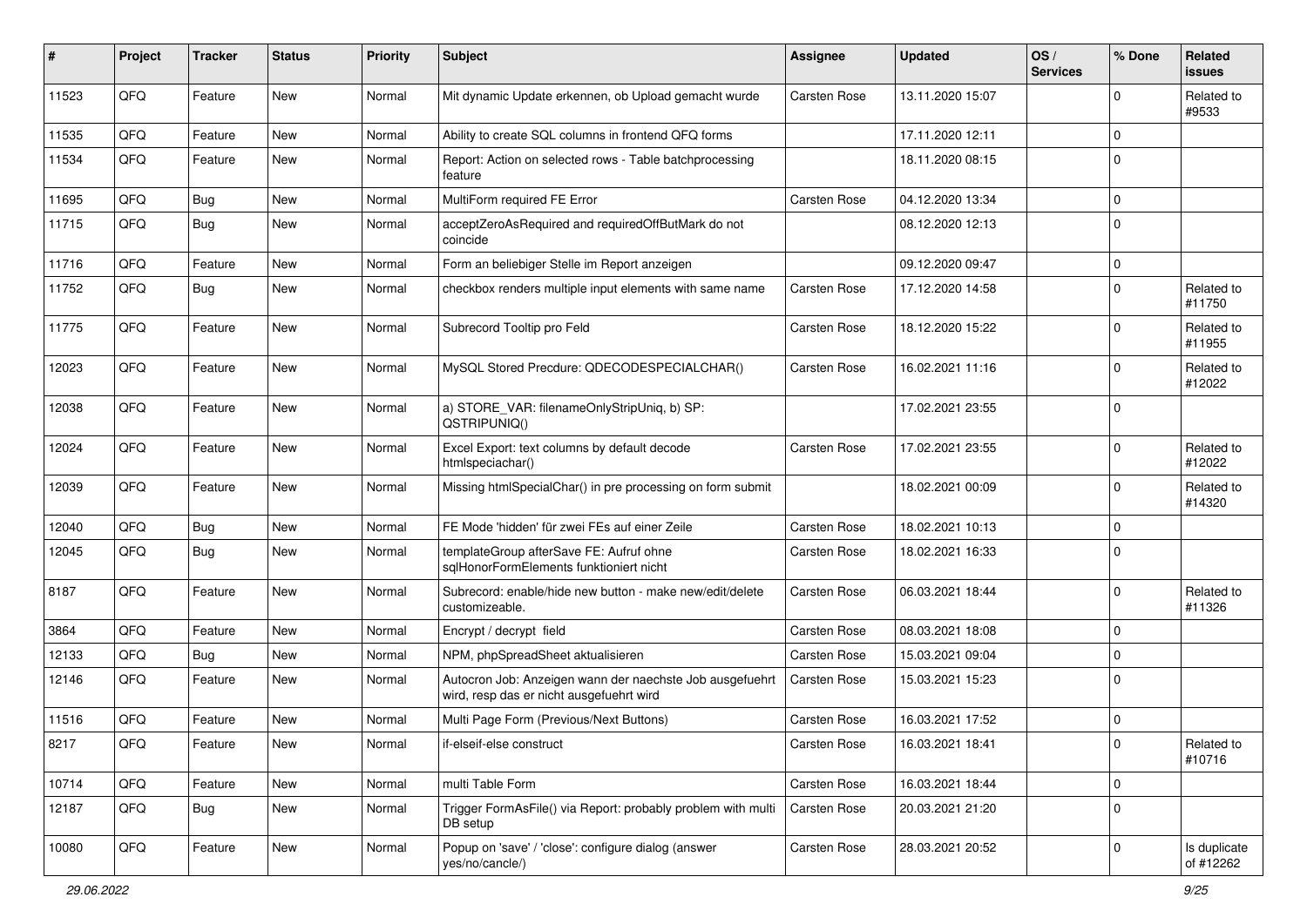| # | Project | Tracker | Status | Priority | Subject | Assignee | Updated | OS / Services | % Done | Related issues |
|---|---|---|---|---|---|---|---|---|---|---|
| 11523 | QFQ | Feature | New | Normal | Mit dynamic Update erkennen, ob Upload gemacht wurde | Carsten Rose | 13.11.2020 15:07 | | 0 | Related to #9533 |
| 11535 | QFQ | Feature | New | Normal | Ability to create SQL columns in frontend QFQ forms | | 17.11.2020 12:11 | | 0 | |
| 11534 | QFQ | Feature | New | Normal | Report: Action on selected rows - Table batchprocessing feature | | 18.11.2020 08:15 | | 0 | |
| 11695 | QFQ | Bug | New | Normal | MultiForm required FE Error | Carsten Rose | 04.12.2020 13:34 | | 0 | |
| 11715 | QFQ | Bug | New | Normal | acceptZeroAsRequired and requiredOffButMark do not coincide | | 08.12.2020 12:13 | | 0 | |
| 11716 | QFQ | Feature | New | Normal | Form an beliebiger Stelle im Report anzeigen | | 09.12.2020 09:47 | | 0 | |
| 11752 | QFQ | Bug | New | Normal | checkbox renders multiple input elements with same name | Carsten Rose | 17.12.2020 14:58 | | 0 | Related to #11750 |
| 11775 | QFQ | Feature | New | Normal | Subrecord Tooltip pro Feld | Carsten Rose | 18.12.2020 15:22 | | 0 | Related to #11955 |
| 12023 | QFQ | Feature | New | Normal | MySQL Stored Precdure: QDECODESPECIALCHAR() | Carsten Rose | 16.02.2021 11:16 | | 0 | Related to #12022 |
| 12038 | QFQ | Feature | New | Normal | a) STORE_VAR: filenameOnlyStripUniq, b) SP: QSTRIPUNIQ() | | 17.02.2021 23:55 | | 0 | |
| 12024 | QFQ | Feature | New | Normal | Excel Export: text columns by default decode htmlspeciachar() | Carsten Rose | 17.02.2021 23:55 | | 0 | Related to #12022 |
| 12039 | QFQ | Feature | New | Normal | Missing htmlSpecialChar() in pre processing on form submit | | 18.02.2021 00:09 | | 0 | Related to #14320 |
| 12040 | QFQ | Bug | New | Normal | FE Mode 'hidden' für zwei FEs auf einer Zeile | Carsten Rose | 18.02.2021 10:13 | | 0 | |
| 12045 | QFQ | Bug | New | Normal | templateGroup afterSave FE: Aufruf ohne sqlHonorFormElements funktioniert nicht | Carsten Rose | 18.02.2021 16:33 | | 0 | |
| 8187 | QFQ | Feature | New | Normal | Subrecord: enable/hide new button - make new/edit/delete customizeable. | Carsten Rose | 06.03.2021 18:44 | | 0 | Related to #11326 |
| 3864 | QFQ | Feature | New | Normal | Encrypt / decrypt field | Carsten Rose | 08.03.2021 18:08 | | 0 | |
| 12133 | QFQ | Bug | New | Normal | NPM, phpSpreadSheet aktualisieren | Carsten Rose | 15.03.2021 09:04 | | 0 | |
| 12146 | QFQ | Feature | New | Normal | Autocron Job: Anzeigen wann der naechste Job ausgefuehrt wird, resp das er nicht ausgefuehrt wird | Carsten Rose | 15.03.2021 15:23 | | 0 | |
| 11516 | QFQ | Feature | New | Normal | Multi Page Form (Previous/Next Buttons) | Carsten Rose | 16.03.2021 17:52 | | 0 | |
| 8217 | QFQ | Feature | New | Normal | if-elseif-else construct | Carsten Rose | 16.03.2021 18:41 | | 0 | Related to #10716 |
| 10714 | QFQ | Feature | New | Normal | multi Table Form | Carsten Rose | 16.03.2021 18:44 | | 0 | |
| 12187 | QFQ | Bug | New | Normal | Trigger FormAsFile() via Report: probably problem with multi DB setup | Carsten Rose | 20.03.2021 21:20 | | 0 | |
| 10080 | QFQ | Feature | New | Normal | Popup on 'save' / 'close': configure dialog (answer yes/no/cancle/) | Carsten Rose | 28.03.2021 20:52 | | 0 | Is duplicate of #12262 |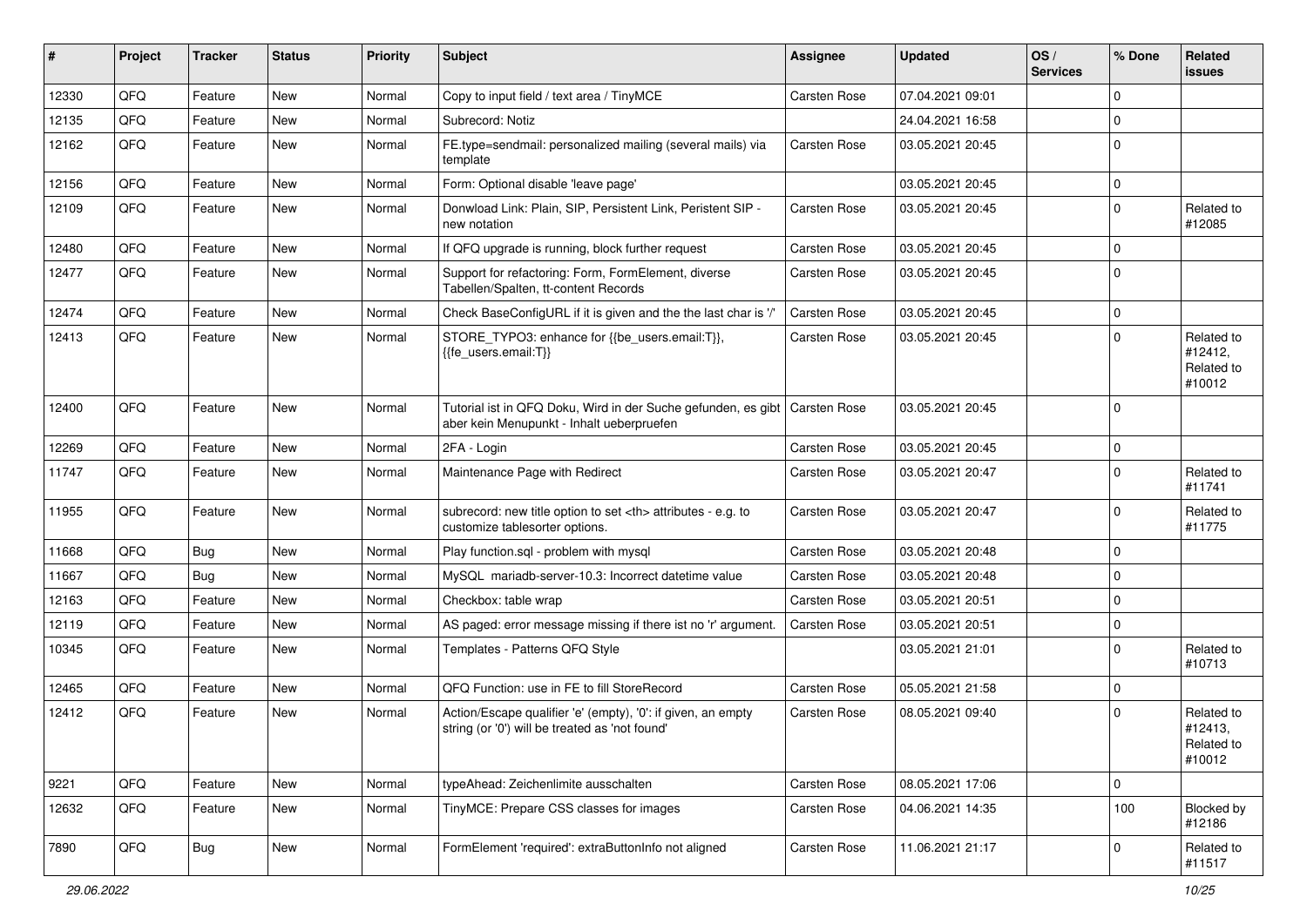| # | Project | Tracker | Status | Priority | Subject | Assignee | Updated | OS / Services | % Done | Related issues |
|---|---|---|---|---|---|---|---|---|---|---|
| 12330 | QFQ | Feature | New | Normal | Copy to input field / text area / TinyMCE | Carsten Rose | 07.04.2021 09:01 | | 0 | |
| 12135 | QFQ | Feature | New | Normal | Subrecord: Notiz | | 24.04.2021 16:58 | | 0 | |
| 12162 | QFQ | Feature | New | Normal | FE.type=sendmail: personalized mailing (several mails) via template | Carsten Rose | 03.05.2021 20:45 | | 0 | |
| 12156 | QFQ | Feature | New | Normal | Form: Optional disable 'leave page' | | 03.05.2021 20:45 | | 0 | |
| 12109 | QFQ | Feature | New | Normal | Donwload Link: Plain, SIP, Persistent Link, Peristent SIP - new notation | Carsten Rose | 03.05.2021 20:45 | | 0 | Related to #12085 |
| 12480 | QFQ | Feature | New | Normal | If QFQ upgrade is running, block further request | Carsten Rose | 03.05.2021 20:45 | | 0 | |
| 12477 | QFQ | Feature | New | Normal | Support for refactoring: Form, FormElement, diverse Tabellen/Spalten, tt-content Records | Carsten Rose | 03.05.2021 20:45 | | 0 | |
| 12474 | QFQ | Feature | New | Normal | Check BaseConfigURL if it is given and the the last char is '/' | Carsten Rose | 03.05.2021 20:45 | | 0 | |
| 12413 | QFQ | Feature | New | Normal | STORE_TYPO3: enhance for {{be_users.email:T}}, {{fe_users.email:T}} | Carsten Rose | 03.05.2021 20:45 | | 0 | Related to #12412, Related to #10012 |
| 12400 | QFQ | Feature | New | Normal | Tutorial ist in QFQ Doku, Wird in der Suche gefunden, es gibt aber kein Menupunkt - Inhalt ueberpruefen | Carsten Rose | 03.05.2021 20:45 | | 0 | |
| 12269 | QFQ | Feature | New | Normal | 2FA - Login | Carsten Rose | 03.05.2021 20:45 | | 0 | |
| 11747 | QFQ | Feature | New | Normal | Maintenance Page with Redirect | Carsten Rose | 03.05.2021 20:47 | | 0 | Related to #11741 |
| 11955 | QFQ | Feature | New | Normal | subrecord: new title option to set <th> attributes - e.g. to customize tablesorter options. | Carsten Rose | 03.05.2021 20:47 | | 0 | Related to #11775 |
| 11668 | QFQ | Bug | New | Normal | Play function.sql - problem with mysql | Carsten Rose | 03.05.2021 20:48 | | 0 | |
| 11667 | QFQ | Bug | New | Normal | MySQL mariadb-server-10.3: Incorrect datetime value | Carsten Rose | 03.05.2021 20:48 | | 0 | |
| 12163 | QFQ | Feature | New | Normal | Checkbox: table wrap | Carsten Rose | 03.05.2021 20:51 | | 0 | |
| 12119 | QFQ | Feature | New | Normal | AS paged: error message missing if there ist no 'r' argument. | Carsten Rose | 03.05.2021 20:51 | | 0 | |
| 10345 | QFQ | Feature | New | Normal | Templates - Patterns QFQ Style | | 03.05.2021 21:01 | | 0 | Related to #10713 |
| 12465 | QFQ | Feature | New | Normal | QFQ Function: use in FE to fill StoreRecord | Carsten Rose | 05.05.2021 21:58 | | 0 | |
| 12412 | QFQ | Feature | New | Normal | Action/Escape qualifier 'e' (empty), '0': if given, an empty string (or '0') will be treated as 'not found' | Carsten Rose | 08.05.2021 09:40 | | 0 | Related to #12413, Related to #10012 |
| 9221 | QFQ | Feature | New | Normal | typeAhead: Zeichenlimite ausschalten | Carsten Rose | 08.05.2021 17:06 | | 0 | |
| 12632 | QFQ | Feature | New | Normal | TinyMCE: Prepare CSS classes for images | Carsten Rose | 04.06.2021 14:35 | | 100 | Blocked by #12186 |
| 7890 | QFQ | Bug | New | Normal | FormElement 'required': extraButtonInfo not aligned | Carsten Rose | 11.06.2021 21:17 | | 0 | Related to #11517 |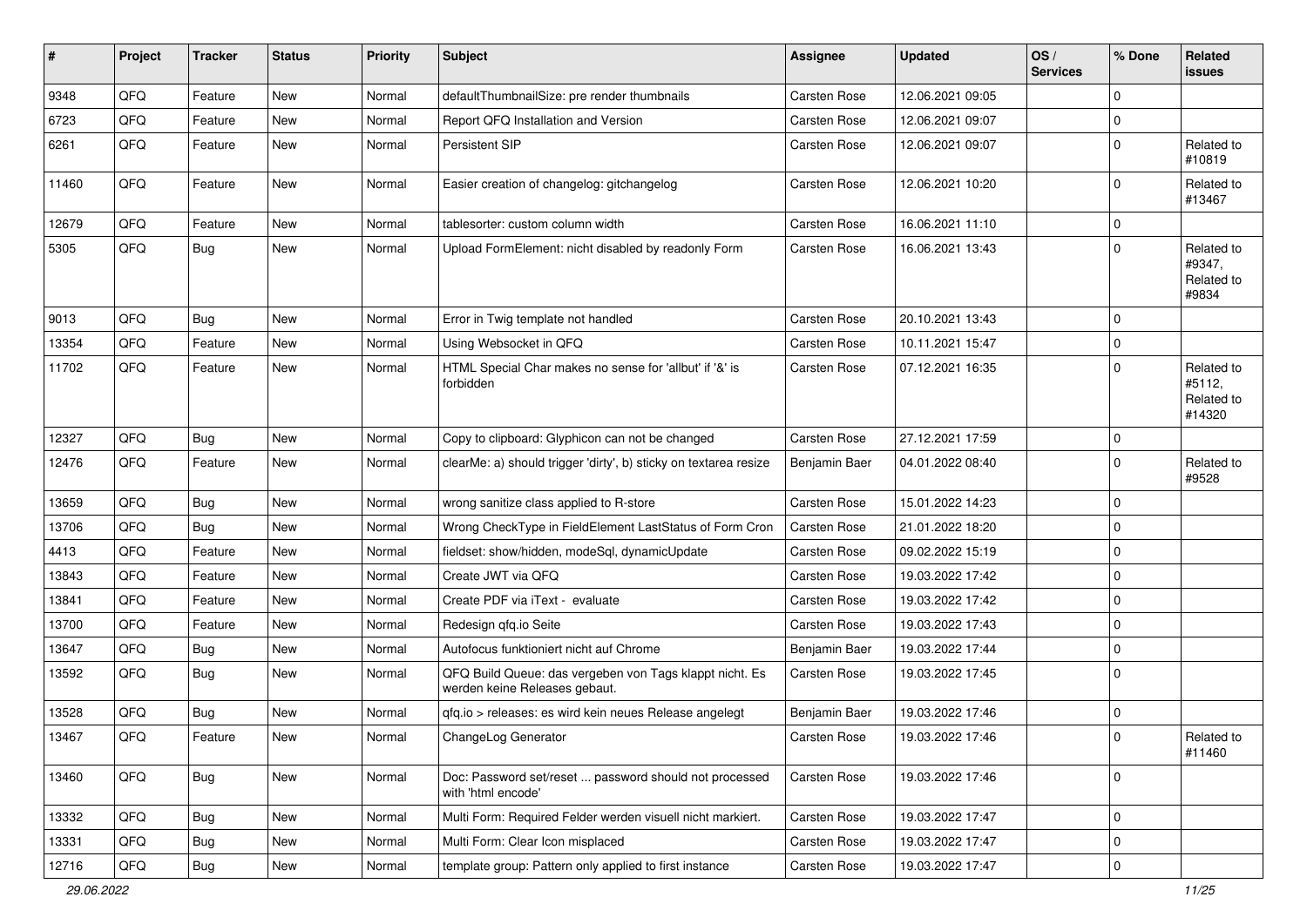| # | Project | Tracker | Status | Priority | Subject | Assignee | Updated | OS / Services | % Done | Related issues |
|---|---|---|---|---|---|---|---|---|---|---|
| 9348 | QFQ | Feature | New | Normal | defaultThumbnailSize: pre render thumbnails | Carsten Rose | 12.06.2021 09:05 | | 0 | |
| 6723 | QFQ | Feature | New | Normal | Report QFQ Installation and Version | Carsten Rose | 12.06.2021 09:07 | | 0 | |
| 6261 | QFQ | Feature | New | Normal | Persistent SIP | Carsten Rose | 12.06.2021 09:07 | | 0 | Related to #10819 |
| 11460 | QFQ | Feature | New | Normal | Easier creation of changelog: gitchangelog | Carsten Rose | 12.06.2021 10:20 | | 0 | Related to #13467 |
| 12679 | QFQ | Feature | New | Normal | tablesorter: custom column width | Carsten Rose | 16.06.2021 11:10 | | 0 | |
| 5305 | QFQ | Bug | New | Normal | Upload FormElement: nicht disabled by readonly Form | Carsten Rose | 16.06.2021 13:43 | | 0 | Related to #9347, Related to #9834 |
| 9013 | QFQ | Bug | New | Normal | Error in Twig template not handled | Carsten Rose | 20.10.2021 13:43 | | 0 | |
| 13354 | QFQ | Feature | New | Normal | Using Websocket in QFQ | Carsten Rose | 10.11.2021 15:47 | | 0 | |
| 11702 | QFQ | Feature | New | Normal | HTML Special Char makes no sense for 'allbut' if '&' is forbidden | Carsten Rose | 07.12.2021 16:35 | | 0 | Related to #5112, Related to #14320 |
| 12327 | QFQ | Bug | New | Normal | Copy to clipboard: Glyphicon can not be changed | Carsten Rose | 27.12.2021 17:59 | | 0 | |
| 12476 | QFQ | Feature | New | Normal | clearMe: a) should trigger 'dirty', b) sticky on textarea resize | Benjamin Baer | 04.01.2022 08:40 | | 0 | Related to #9528 |
| 13659 | QFQ | Bug | New | Normal | wrong sanitize class applied to R-store | Carsten Rose | 15.01.2022 14:23 | | 0 | |
| 13706 | QFQ | Bug | New | Normal | Wrong CheckType in FieldElement LastStatus of Form Cron | Carsten Rose | 21.01.2022 18:20 | | 0 | |
| 4413 | QFQ | Feature | New | Normal | fieldset: show/hidden, modeSql, dynamicUpdate | Carsten Rose | 09.02.2022 15:19 | | 0 | |
| 13843 | QFQ | Feature | New | Normal | Create JWT via QFQ | Carsten Rose | 19.03.2022 17:42 | | 0 | |
| 13841 | QFQ | Feature | New | Normal | Create PDF via iText - evaluate | Carsten Rose | 19.03.2022 17:42 | | 0 | |
| 13700 | QFQ | Feature | New | Normal | Redesign qfq.io Seite | Carsten Rose | 19.03.2022 17:43 | | 0 | |
| 13647 | QFQ | Bug | New | Normal | Autofocus funktioniert nicht auf Chrome | Benjamin Baer | 19.03.2022 17:44 | | 0 | |
| 13592 | QFQ | Bug | New | Normal | QFQ Build Queue: das vergeben von Tags klappt nicht. Es werden keine Releases gebaut. | Carsten Rose | 19.03.2022 17:45 | | 0 | |
| 13528 | QFQ | Bug | New | Normal | qfq.io > releases: es wird kein neues Release angelegt | Benjamin Baer | 19.03.2022 17:46 | | 0 | |
| 13467 | QFQ | Feature | New | Normal | ChangeLog Generator | Carsten Rose | 19.03.2022 17:46 | | 0 | Related to #11460 |
| 13460 | QFQ | Bug | New | Normal | Doc: Password set/reset ... password should not processed with 'html encode' | Carsten Rose | 19.03.2022 17:46 | | 0 | |
| 13332 | QFQ | Bug | New | Normal | Multi Form: Required Felder werden visuell nicht markiert. | Carsten Rose | 19.03.2022 17:47 | | 0 | |
| 13331 | QFQ | Bug | New | Normal | Multi Form: Clear Icon misplaced | Carsten Rose | 19.03.2022 17:47 | | 0 | |
| 12716 | QFQ | Bug | New | Normal | template group: Pattern only applied to first instance | Carsten Rose | 19.03.2022 17:47 | | 0 | |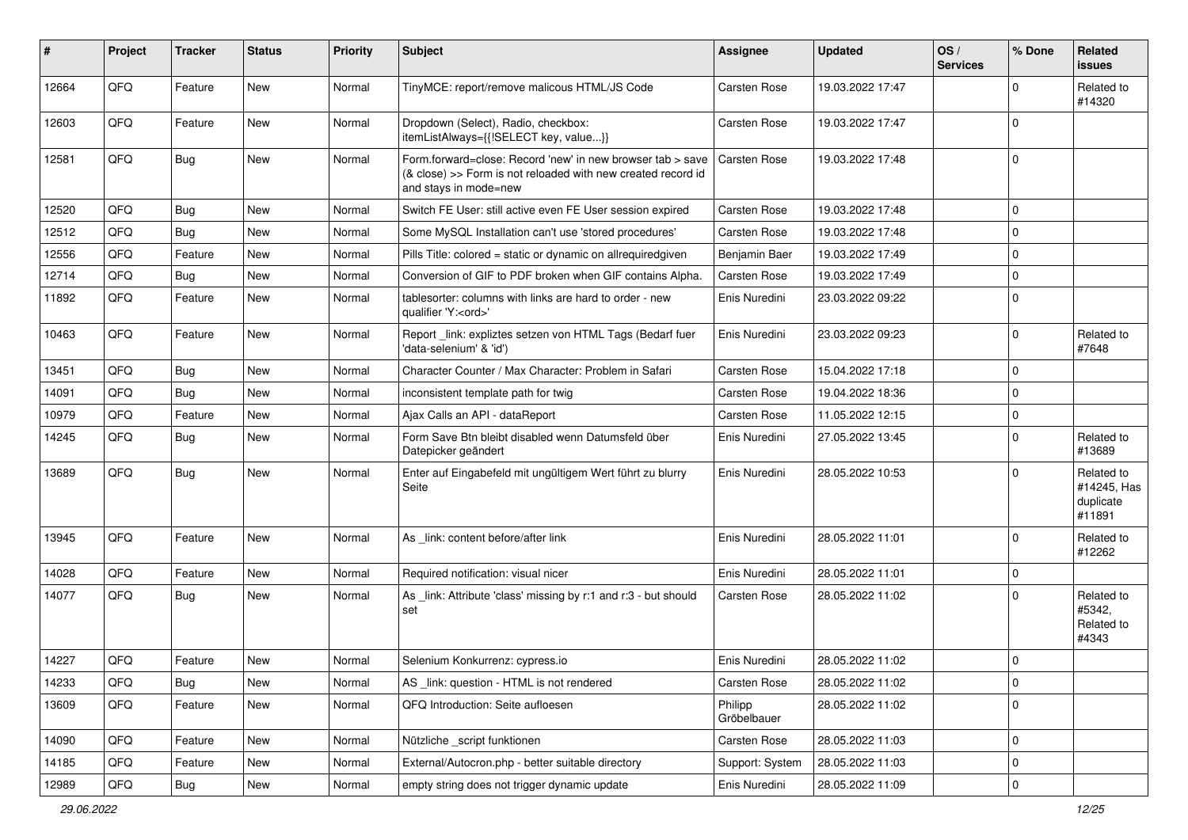| # | Project | Tracker | Status | Priority | Subject | Assignee | Updated | OS / Services | % Done | Related issues |
|---|---|---|---|---|---|---|---|---|---|---|
| 12664 | QFQ | Feature | New | Normal | TinyMCE: report/remove malicous HTML/JS Code | Carsten Rose | 19.03.2022 17:47 | | 0 | Related to #14320 |
| 12603 | QFQ | Feature | New | Normal | Dropdown (Select), Radio, checkbox: itemListAlways={{!SELECT key, value...}} | Carsten Rose | 19.03.2022 17:47 | | 0 | |
| 12581 | QFQ | Bug | New | Normal | Form.forward=close: Record 'new' in new browser tab > save (& close) >> Form is not reloaded with new created record id and stays in mode=new | Carsten Rose | 19.03.2022 17:48 | | 0 | |
| 12520 | QFQ | Bug | New | Normal | Switch FE User: still active even FE User session expired | Carsten Rose | 19.03.2022 17:48 | | 0 | |
| 12512 | QFQ | Bug | New | Normal | Some MySQL Installation can't use 'stored procedures' | Carsten Rose | 19.03.2022 17:48 | | 0 | |
| 12556 | QFQ | Feature | New | Normal | Pills Title: colored = static or dynamic on allrequiredgiven | Benjamin Baer | 19.03.2022 17:49 | | 0 | |
| 12714 | QFQ | Bug | New | Normal | Conversion of GIF to PDF broken when GIF contains Alpha. | Carsten Rose | 19.03.2022 17:49 | | 0 | |
| 11892 | QFQ | Feature | New | Normal | tablesorter: columns with links are hard to order - new qualifier 'Y:<ord>' | Enis Nuredini | 23.03.2022 09:22 | | 0 | |
| 10463 | QFQ | Feature | New | Normal | Report _link: expliztes setzen von HTML Tags (Bedarf fuer 'data-selenium' & 'id') | Enis Nuredini | 23.03.2022 09:23 | | 0 | Related to #7648 |
| 13451 | QFQ | Bug | New | Normal | Character Counter / Max Character: Problem in Safari | Carsten Rose | 15.04.2022 17:18 | | 0 | |
| 14091 | QFQ | Bug | New | Normal | inconsistent template path for twig | Carsten Rose | 19.04.2022 18:36 | | 0 | |
| 10979 | QFQ | Feature | New | Normal | Ajax Calls an API - dataReport | Carsten Rose | 11.05.2022 12:15 | | 0 | |
| 14245 | QFQ | Bug | New | Normal | Form Save Btn bleibt disabled wenn Datumsfeld über Datepicker geändert | Enis Nuredini | 27.05.2022 13:45 | | 0 | Related to #13689 |
| 13689 | QFQ | Bug | New | Normal | Enter auf Eingabefeld mit ungültigem Wert führt zu blurry Seite | Enis Nuredini | 28.05.2022 10:53 | | 0 | Related to #14245, Has duplicate #11891 |
| 13945 | QFQ | Feature | New | Normal | As _link: content before/after link | Enis Nuredini | 28.05.2022 11:01 | | 0 | Related to #12262 |
| 14028 | QFQ | Feature | New | Normal | Required notification: visual nicer | Enis Nuredini | 28.05.2022 11:01 | | 0 | |
| 14077 | QFQ | Bug | New | Normal | As _link: Attribute 'class' missing by r:1 and r:3 - but should set | Carsten Rose | 28.05.2022 11:02 | | 0 | Related to #5342, Related to #4343 |
| 14227 | QFQ | Feature | New | Normal | Selenium Konkurrenz: cypress.io | Enis Nuredini | 28.05.2022 11:02 | | 0 | |
| 14233 | QFQ | Bug | New | Normal | AS _link: question - HTML is not rendered | Carsten Rose | 28.05.2022 11:02 | | 0 | |
| 13609 | QFQ | Feature | New | Normal | QFQ Introduction: Seite aufloesen | Philipp Gröbelbauer | 28.05.2022 11:02 | | 0 | |
| 14090 | QFQ | Feature | New | Normal | Nützliche _script funktionen | Carsten Rose | 28.05.2022 11:03 | | 0 | |
| 14185 | QFQ | Feature | New | Normal | External/Autocron.php - better suitable directory | Support: System | 28.05.2022 11:03 | | 0 | |
| 12989 | QFQ | Bug | New | Normal | empty string does not trigger dynamic update | Enis Nuredini | 28.05.2022 11:09 | | 0 | |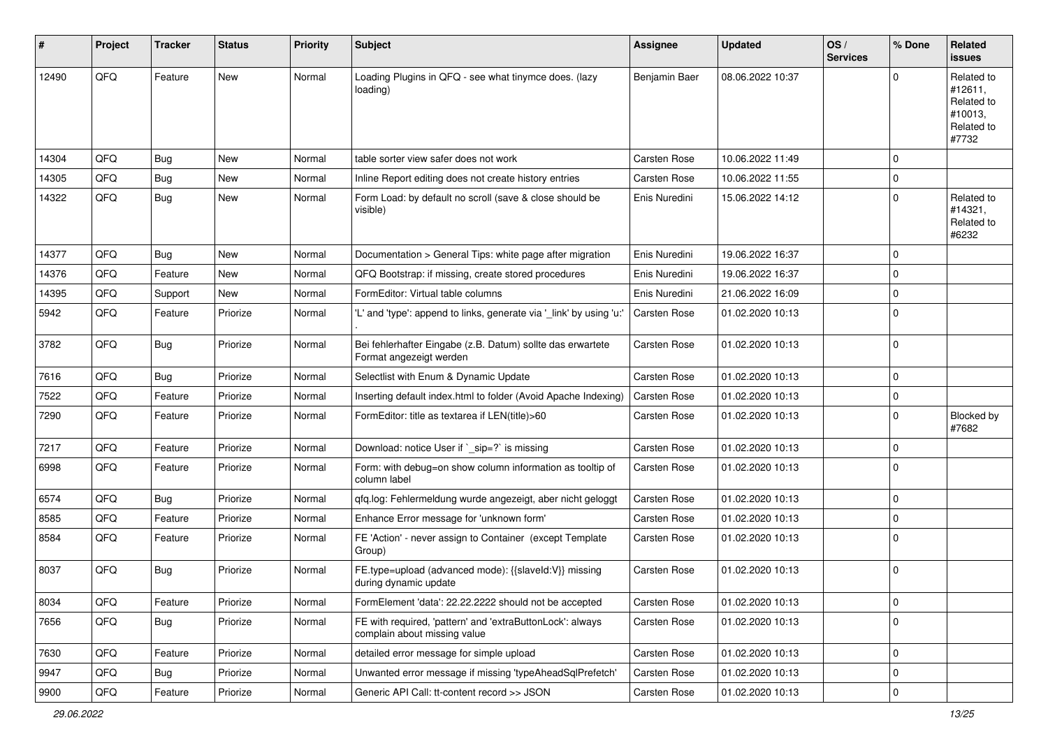| # | Project | Tracker | Status | Priority | Subject | Assignee | Updated | OS / Services | % Done | Related issues |
|---|---|---|---|---|---|---|---|---|---|---|
| 12490 | QFQ | Feature | New | Normal | Loading Plugins in QFQ - see what tinymce does. (lazy loading) | Benjamin Baer | 08.06.2022 10:37 | | 0 | Related to #12611, Related to #10013, Related to #7732 |
| 14304 | QFQ | Bug | New | Normal | table sorter view safer does not work | Carsten Rose | 10.06.2022 11:49 | | 0 | |
| 14305 | QFQ | Bug | New | Normal | Inline Report editing does not create history entries | Carsten Rose | 10.06.2022 11:55 | | 0 | |
| 14322 | QFQ | Bug | New | Normal | Form Load: by default no scroll (save & close should be visible) | Enis Nuredini | 15.06.2022 14:12 | | 0 | Related to #14321, Related to #6232 |
| 14377 | QFQ | Bug | New | Normal | Documentation > General Tips: white page after migration | Enis Nuredini | 19.06.2022 16:37 | | 0 | |
| 14376 | QFQ | Feature | New | Normal | QFQ Bootstrap: if missing, create stored procedures | Enis Nuredini | 19.06.2022 16:37 | | 0 | |
| 14395 | QFQ | Support | New | Normal | FormEditor: Virtual table columns | Enis Nuredini | 21.06.2022 16:09 | | 0 | |
| 5942 | QFQ | Feature | Priorize | Normal | 'L' and 'type': append to links, generate via '_link' by using 'u:' . | Carsten Rose | 01.02.2020 10:13 | | 0 | |
| 3782 | QFQ | Bug | Priorize | Normal | Bei fehlerhafter Eingabe (z.B. Datum) sollte das erwartete Format angezeigt werden | Carsten Rose | 01.02.2020 10:13 | | 0 | |
| 7616 | QFQ | Bug | Priorize | Normal | Selectlist with Enum & Dynamic Update | Carsten Rose | 01.02.2020 10:13 | | 0 | |
| 7522 | QFQ | Feature | Priorize | Normal | Inserting default index.html to folder (Avoid Apache Indexing) | Carsten Rose | 01.02.2020 10:13 | | 0 | |
| 7290 | QFQ | Feature | Priorize | Normal | FormEditor: title as textarea if LEN(title)>60 | Carsten Rose | 01.02.2020 10:13 | | 0 | Blocked by #7682 |
| 7217 | QFQ | Feature | Priorize | Normal | Download: notice User if `_sip=?` is missing | Carsten Rose | 01.02.2020 10:13 | | 0 | |
| 6998 | QFQ | Feature | Priorize | Normal | Form: with debug=on show column information as tooltip of column label | Carsten Rose | 01.02.2020 10:13 | | 0 | |
| 6574 | QFQ | Bug | Priorize | Normal | qfq.log: Fehlermeldung wurde angezeigt, aber nicht geloggt | Carsten Rose | 01.02.2020 10:13 | | 0 | |
| 8585 | QFQ | Feature | Priorize | Normal | Enhance Error message for 'unknown form' | Carsten Rose | 01.02.2020 10:13 | | 0 | |
| 8584 | QFQ | Feature | Priorize | Normal | FE 'Action' - never assign to Container (except Template Group) | Carsten Rose | 01.02.2020 10:13 | | 0 | |
| 8037 | QFQ | Bug | Priorize | Normal | FE.type=upload (advanced mode): {{slaveId:V}} missing during dynamic update | Carsten Rose | 01.02.2020 10:13 | | 0 | |
| 8034 | QFQ | Feature | Priorize | Normal | FormElement 'data': 22.22.2222 should not be accepted | Carsten Rose | 01.02.2020 10:13 | | 0 | |
| 7656 | QFQ | Bug | Priorize | Normal | FE with required, 'pattern' and 'extraButtonLock': always complain about missing value | Carsten Rose | 01.02.2020 10:13 | | 0 | |
| 7630 | QFQ | Feature | Priorize | Normal | detailed error message for simple upload | Carsten Rose | 01.02.2020 10:13 | | 0 | |
| 9947 | QFQ | Bug | Priorize | Normal | Unwanted error message if missing 'typeAheadSqlPrefetch' | Carsten Rose | 01.02.2020 10:13 | | 0 | |
| 9900 | QFQ | Feature | Priorize | Normal | Generic API Call: tt-content record >> JSON | Carsten Rose | 01.02.2020 10:13 | | 0 | |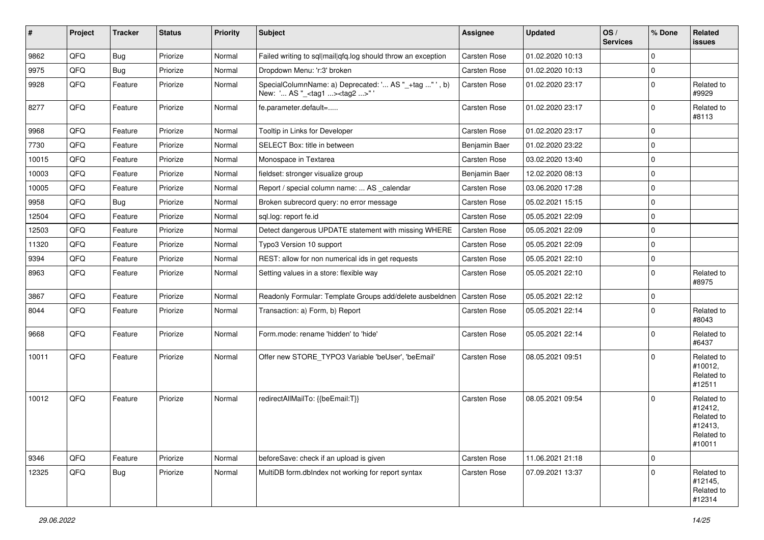| # | Project | Tracker | Status | Priority | Subject | Assignee | Updated | OS / Services | % Done | Related issues |
|---|---|---|---|---|---|---|---|---|---|---|
| 9862 | QFQ | Bug | Priorize | Normal | Failed writing to sql\|mail\|qfq.log should throw an exception | Carsten Rose | 01.02.2020 10:13 | | 0 | |
| 9975 | QFQ | Bug | Priorize | Normal | Dropdown Menu: 'r:3' broken | Carsten Rose | 01.02.2020 10:13 | | 0 | |
| 9928 | QFQ | Feature | Priorize | Normal | SpecialColumnName: a) Deprecated: '... AS "_+tag ..." ', b) New: '... AS "_<tag1 ...><tag2 ...>" ' | Carsten Rose | 01.02.2020 23:17 | | 0 | Related to #9929 |
| 8277 | QFQ | Feature | Priorize | Normal | fe.parameter.default=..... | Carsten Rose | 01.02.2020 23:17 | | 0 | Related to #8113 |
| 9968 | QFQ | Feature | Priorize | Normal | Tooltip in Links for Developer | Carsten Rose | 01.02.2020 23:17 | | 0 | |
| 7730 | QFQ | Feature | Priorize | Normal | SELECT Box: title in between | Benjamin Baer | 01.02.2020 23:22 | | 0 | |
| 10015 | QFQ | Feature | Priorize | Normal | Monospace in Textarea | Carsten Rose | 03.02.2020 13:40 | | 0 | |
| 10003 | QFQ | Feature | Priorize | Normal | fieldset: stronger visualize group | Benjamin Baer | 12.02.2020 08:13 | | 0 | |
| 10005 | QFQ | Feature | Priorize | Normal | Report / special column name: ... AS _calendar | Carsten Rose | 03.06.2020 17:28 | | 0 | |
| 9958 | QFQ | Bug | Priorize | Normal | Broken subrecord query: no error message | Carsten Rose | 05.02.2021 15:15 | | 0 | |
| 12504 | QFQ | Feature | Priorize | Normal | sql.log: report fe.id | Carsten Rose | 05.05.2021 22:09 | | 0 | |
| 12503 | QFQ | Feature | Priorize | Normal | Detect dangerous UPDATE statement with missing WHERE | Carsten Rose | 05.05.2021 22:09 | | 0 | |
| 11320 | QFQ | Feature | Priorize | Normal | Typo3 Version 10 support | Carsten Rose | 05.05.2021 22:09 | | 0 | |
| 9394 | QFQ | Feature | Priorize | Normal | REST: allow for non numerical ids in get requests | Carsten Rose | 05.05.2021 22:10 | | 0 | |
| 8963 | QFQ | Feature | Priorize | Normal | Setting values in a store: flexible way | Carsten Rose | 05.05.2021 22:10 | | 0 | Related to #8975 |
| 3867 | QFQ | Feature | Priorize | Normal | Readonly Formular: Template Groups add/delete ausbeldnen | Carsten Rose | 05.05.2021 22:12 | | 0 | |
| 8044 | QFQ | Feature | Priorize | Normal | Transaction: a) Form, b) Report | Carsten Rose | 05.05.2021 22:14 | | 0 | Related to #8043 |
| 9668 | QFQ | Feature | Priorize | Normal | Form.mode: rename 'hidden' to 'hide' | Carsten Rose | 05.05.2021 22:14 | | 0 | Related to #6437 |
| 10011 | QFQ | Feature | Priorize | Normal | Offer new STORE_TYPO3 Variable 'beUser', 'beEmail' | Carsten Rose | 08.05.2021 09:51 | | 0 | Related to #10012, Related to #12511 |
| 10012 | QFQ | Feature | Priorize | Normal | redirectAllMailTo: {{beEmail:T}} | Carsten Rose | 08.05.2021 09:54 | | 0 | Related to #12412, Related to #12413, Related to #10011 |
| 9346 | QFQ | Feature | Priorize | Normal | beforeSave: check if an upload is given | Carsten Rose | 11.06.2021 21:18 | | 0 | |
| 12325 | QFQ | Bug | Priorize | Normal | MultiDB form.dbIndex not working for report syntax | Carsten Rose | 07.09.2021 13:37 | | 0 | Related to #12145, Related to #12314 |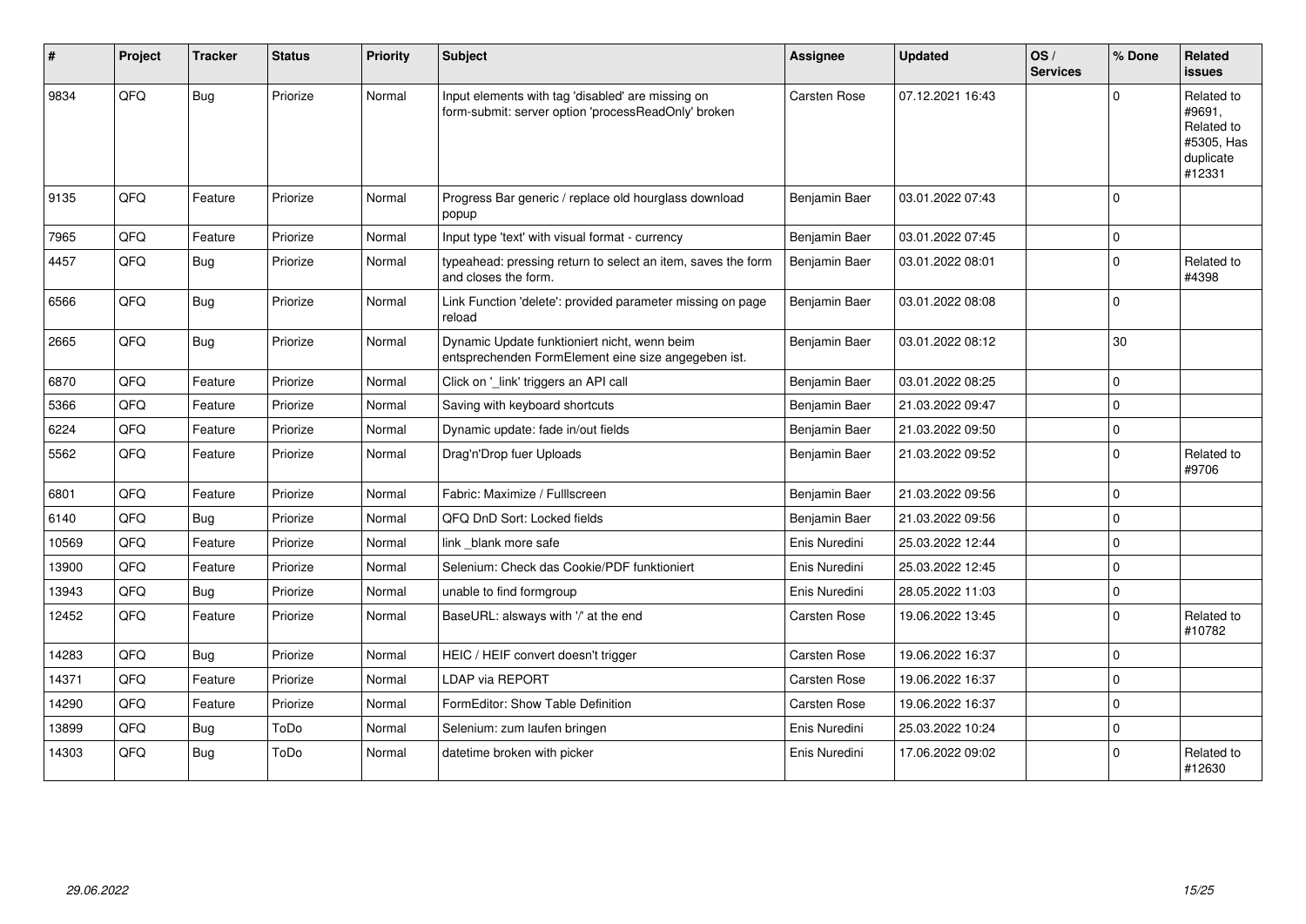| # | Project | Tracker | Status | Priority | Subject | Assignee | Updated | OS / Services | % Done | Related issues |
|---|---|---|---|---|---|---|---|---|---|---|
| 9834 | QFQ | Bug | Priorize | Normal | Input elements with tag 'disabled' are missing on form-submit: server option 'processReadOnly' broken | Carsten Rose | 07.12.2021 16:43 | | 0 | Related to #9691, Related to #5305, Has duplicate #12331 |
| 9135 | QFQ | Feature | Priorize | Normal | Progress Bar generic / replace old hourglass download popup | Benjamin Baer | 03.01.2022 07:43 | | 0 | |
| 7965 | QFQ | Feature | Priorize | Normal | Input type 'text' with visual format - currency | Benjamin Baer | 03.01.2022 07:45 | | 0 | |
| 4457 | QFQ | Bug | Priorize | Normal | typeahead: pressing return to select an item, saves the form and closes the form. | Benjamin Baer | 03.01.2022 08:01 | | 0 | Related to #4398 |
| 6566 | QFQ | Bug | Priorize | Normal | Link Function 'delete': provided parameter missing on page reload | Benjamin Baer | 03.01.2022 08:08 | | 0 | |
| 2665 | QFQ | Bug | Priorize | Normal | Dynamic Update funktioniert nicht, wenn beim entsprechenden FormElement eine size angegeben ist. | Benjamin Baer | 03.01.2022 08:12 | | 30 | |
| 6870 | QFQ | Feature | Priorize | Normal | Click on '_link' triggers an API call | Benjamin Baer | 03.01.2022 08:25 | | 0 | |
| 5366 | QFQ | Feature | Priorize | Normal | Saving with keyboard shortcuts | Benjamin Baer | 21.03.2022 09:47 | | 0 | |
| 6224 | QFQ | Feature | Priorize | Normal | Dynamic update: fade in/out fields | Benjamin Baer | 21.03.2022 09:50 | | 0 | |
| 5562 | QFQ | Feature | Priorize | Normal | Drag'n'Drop fuer Uploads | Benjamin Baer | 21.03.2022 09:52 | | 0 | Related to #9706 |
| 6801 | QFQ | Feature | Priorize | Normal | Fabric: Maximize / Fulllscreen | Benjamin Baer | 21.03.2022 09:56 | | 0 | |
| 6140 | QFQ | Bug | Priorize | Normal | QFQ DnD Sort: Locked fields | Benjamin Baer | 21.03.2022 09:56 | | 0 | |
| 10569 | QFQ | Feature | Priorize | Normal | link _blank more safe | Enis Nuredini | 25.03.2022 12:44 | | 0 | |
| 13900 | QFQ | Feature | Priorize | Normal | Selenium: Check das Cookie/PDF funktioniert | Enis Nuredini | 25.03.2022 12:45 | | 0 | |
| 13943 | QFQ | Bug | Priorize | Normal | unable to find formgroup | Enis Nuredini | 28.05.2022 11:03 | | 0 | |
| 12452 | QFQ | Feature | Priorize | Normal | BaseURL: alsways with '/' at the end | Carsten Rose | 19.06.2022 13:45 | | 0 | Related to #10782 |
| 14283 | QFQ | Bug | Priorize | Normal | HEIC / HEIF convert doesn't trigger | Carsten Rose | 19.06.2022 16:37 | | 0 | |
| 14371 | QFQ | Feature | Priorize | Normal | LDAP via REPORT | Carsten Rose | 19.06.2022 16:37 | | 0 | |
| 14290 | QFQ | Feature | Priorize | Normal | FormEditor: Show Table Definition | Carsten Rose | 19.06.2022 16:37 | | 0 | |
| 13899 | QFQ | Bug | ToDo | Normal | Selenium: zum laufen bringen | Enis Nuredini | 25.03.2022 10:24 | | 0 | |
| 14303 | QFQ | Bug | ToDo | Normal | datetime broken with picker | Enis Nuredini | 17.06.2022 09:02 | | 0 | Related to #12630 |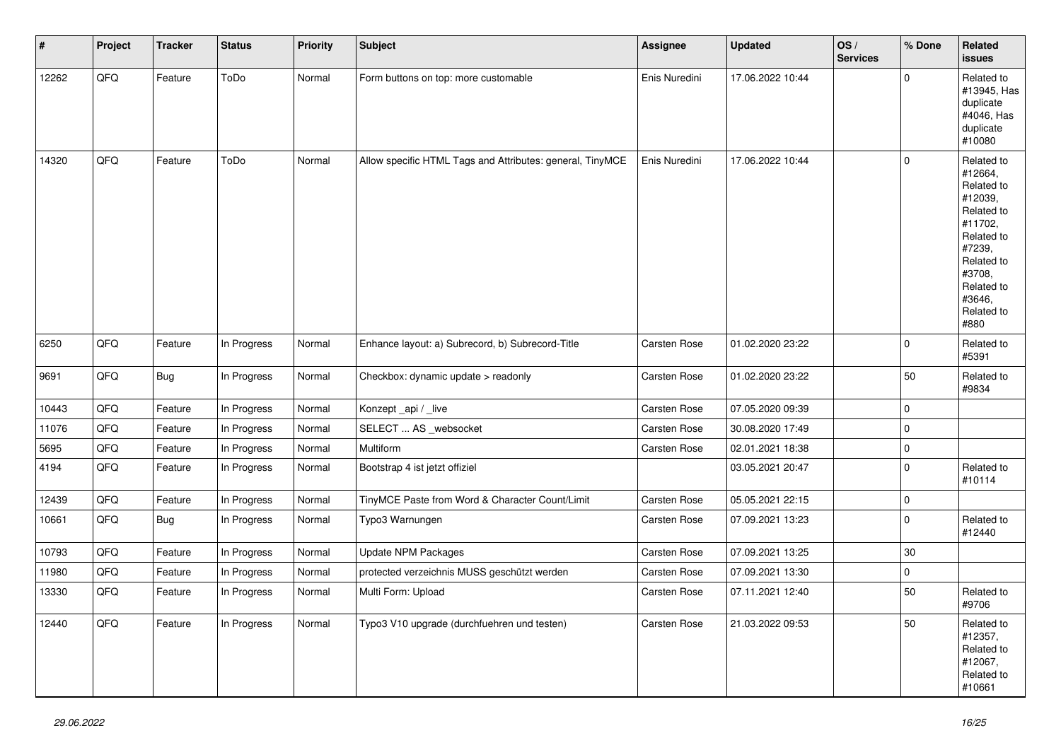| # | Project | Tracker | Status | Priority | Subject | Assignee | Updated | OS / Services | % Done | Related issues |
|---|---|---|---|---|---|---|---|---|---|---|
| 12262 | QFQ | Feature | ToDo | Normal | Form buttons on top: more customable | Enis Nuredini | 17.06.2022 10:44 | | 0 | Related to #13945, Has duplicate #4046, Has duplicate #10080 |
| 14320 | QFQ | Feature | ToDo | Normal | Allow specific HTML Tags and Attributes: general, TinyMCE | Enis Nuredini | 17.06.2022 10:44 | | 0 | Related to #12664, Related to #12039, Related to #11702, Related to #7239, Related to #3708, Related to #3646, Related to #880 |
| 6250 | QFQ | Feature | In Progress | Normal | Enhance layout: a) Subrecord, b) Subrecord-Title | Carsten Rose | 01.02.2020 23:22 | | 0 | Related to #5391 |
| 9691 | QFQ | Bug | In Progress | Normal | Checkbox: dynamic update > readonly | Carsten Rose | 01.02.2020 23:22 | | 50 | Related to #9834 |
| 10443 | QFQ | Feature | In Progress | Normal | Konzept _api / _live | Carsten Rose | 07.05.2020 09:39 | | 0 | |
| 11076 | QFQ | Feature | In Progress | Normal | SELECT ... AS _websocket | Carsten Rose | 30.08.2020 17:49 | | 0 | |
| 5695 | QFQ | Feature | In Progress | Normal | Multiform | Carsten Rose | 02.01.2021 18:38 | | 0 | |
| 4194 | QFQ | Feature | In Progress | Normal | Bootstrap 4 ist jetzt offiziel | | 03.05.2021 20:47 | | 0 | Related to #10114 |
| 12439 | QFQ | Feature | In Progress | Normal | TinyMCE Paste from Word & Character Count/Limit | Carsten Rose | 05.05.2021 22:15 | | 0 | |
| 10661 | QFQ | Bug | In Progress | Normal | Typo3 Warnungen | Carsten Rose | 07.09.2021 13:23 | | 0 | Related to #12440 |
| 10793 | QFQ | Feature | In Progress | Normal | Update NPM Packages | Carsten Rose | 07.09.2021 13:25 | | 30 | |
| 11980 | QFQ | Feature | In Progress | Normal | protected verzeichnis MUSS geschützt werden | Carsten Rose | 07.09.2021 13:30 | | 0 | |
| 13330 | QFQ | Feature | In Progress | Normal | Multi Form: Upload | Carsten Rose | 07.11.2021 12:40 | | 50 | Related to #9706 |
| 12440 | QFQ | Feature | In Progress | Normal | Typo3 V10 upgrade (durchfuehren und testen) | Carsten Rose | 21.03.2022 09:53 | | 50 | Related to #12357, Related to #12067, Related to #10661 |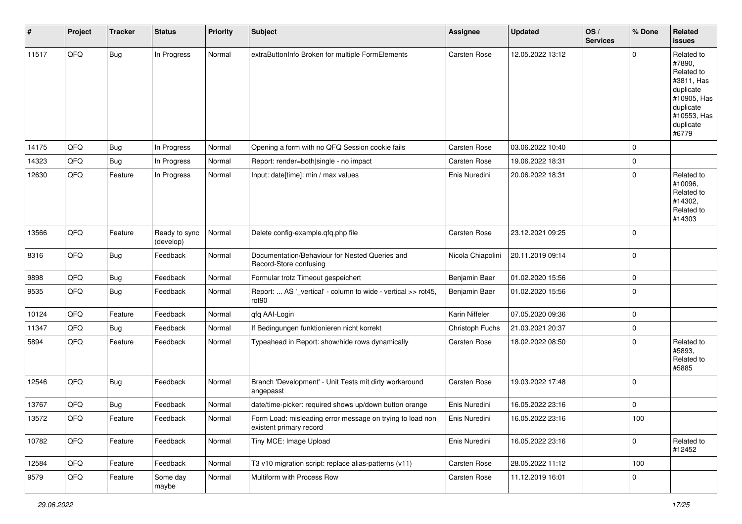| # | Project | Tracker | Status | Priority | Subject | Assignee | Updated | OS / Services | % Done | Related issues |
|---|---|---|---|---|---|---|---|---|---|---|
| 11517 | QFQ | Bug | In Progress | Normal | extraButtonInfo Broken for multiple FormElements | Carsten Rose | 12.05.2022 13:12 | | 0 | Related to #7890, Related to #3811, Has duplicate #10905, Has duplicate #10553, Has duplicate #6779 |
| 14175 | QFQ | Bug | In Progress | Normal | Opening a form with no QFQ Session cookie fails | Carsten Rose | 03.06.2022 10:40 | | 0 | |
| 14323 | QFQ | Bug | In Progress | Normal | Report: render=both\|single - no impact | Carsten Rose | 19.06.2022 18:31 | | 0 | |
| 12630 | QFQ | Feature | In Progress | Normal | Input: date[time]: min / max values | Enis Nuredini | 20.06.2022 18:31 | | 0 | Related to #10096, Related to #14302, Related to #14303 |
| 13566 | QFQ | Feature | Ready to sync (develop) | Normal | Delete config-example.qfq.php file | Carsten Rose | 23.12.2021 09:25 | | 0 | |
| 8316 | QFQ | Bug | Feedback | Normal | Documentation/Behaviour for Nested Queries and Record-Store confusing | Nicola Chiapolini | 20.11.2019 09:14 | | 0 | |
| 9898 | QFQ | Bug | Feedback | Normal | Formular trotz Timeout gespeichert | Benjamin Baer | 01.02.2020 15:56 | | 0 | |
| 9535 | QFQ | Bug | Feedback | Normal | Report: ... AS '_vertical' - column to wide - vertical >> rot45, rot90 | Benjamin Baer | 01.02.2020 15:56 | | 0 | |
| 10124 | QFQ | Feature | Feedback | Normal | qfq AAI-Login | Karin Niffeler | 07.05.2020 09:36 | | 0 | |
| 11347 | QFQ | Bug | Feedback | Normal | If Bedingungen funktionieren nicht korrekt | Christoph Fuchs | 21.03.2021 20:37 | | 0 | |
| 5894 | QFQ | Feature | Feedback | Normal | Typeahead in Report: show/hide rows dynamically | Carsten Rose | 18.02.2022 08:50 | | 0 | Related to #5893, Related to #5885 |
| 12546 | QFQ | Bug | Feedback | Normal | Branch 'Development' - Unit Tests mit dirty workaround angepasst | Carsten Rose | 19.03.2022 17:48 | | 0 | |
| 13767 | QFQ | Bug | Feedback | Normal | date/time-picker: required shows up/down button orange | Enis Nuredini | 16.05.2022 23:16 | | 0 | |
| 13572 | QFQ | Feature | Feedback | Normal | Form Load: misleading error message on trying to load non existent primary record | Enis Nuredini | 16.05.2022 23:16 | | 100 | |
| 10782 | QFQ | Feature | Feedback | Normal | Tiny MCE: Image Upload | Enis Nuredini | 16.05.2022 23:16 | | 0 | Related to #12452 |
| 12584 | QFQ | Feature | Feedback | Normal | T3 v10 migration script: replace alias-patterns (v11) | Carsten Rose | 28.05.2022 11:12 | | 100 | |
| 9579 | QFQ | Feature | Some day maybe | Normal | Multiform with Process Row | Carsten Rose | 11.12.2019 16:01 | | 0 | |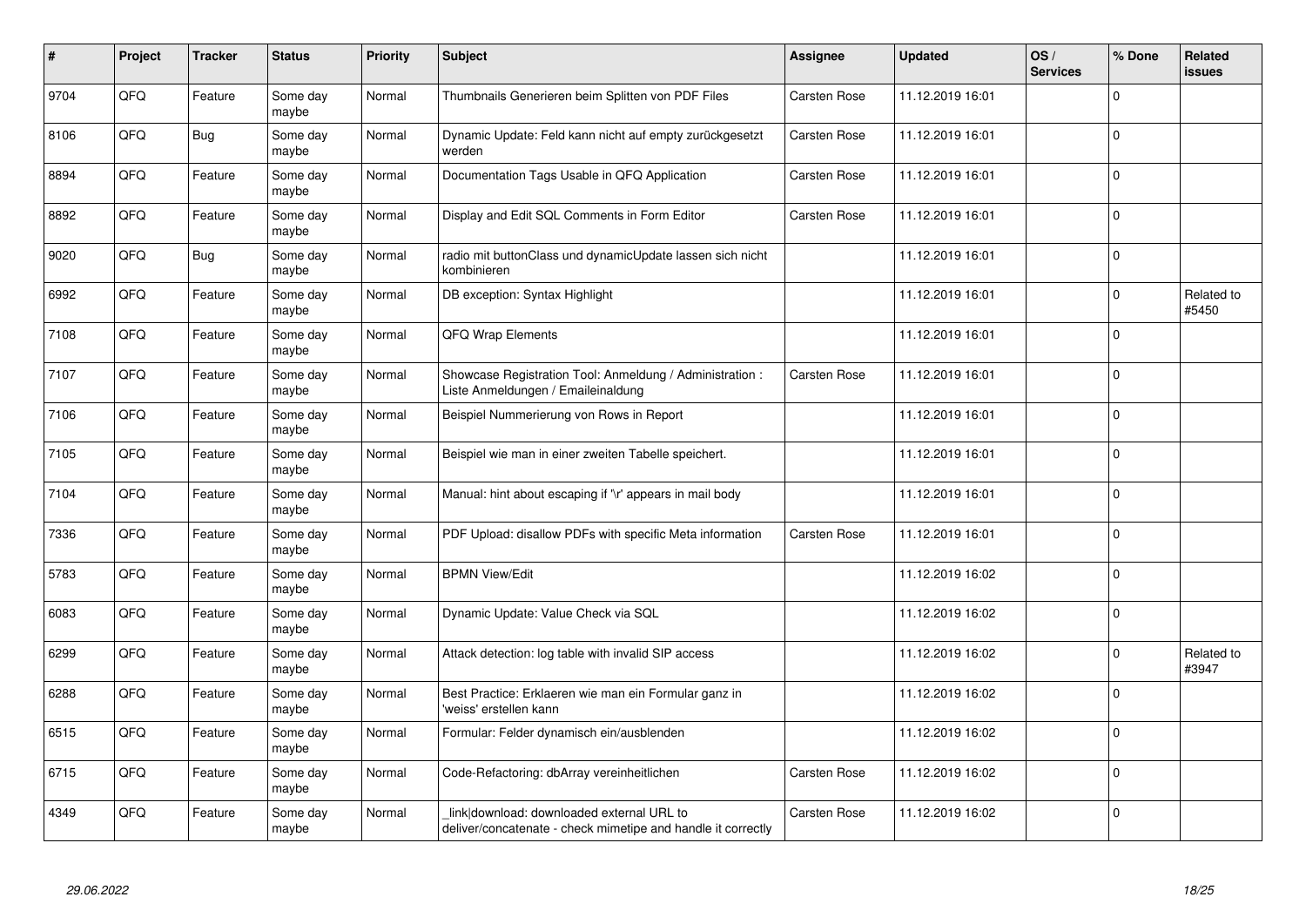| # | Project | Tracker | Status | Priority | Subject | Assignee | Updated | OS / Services | % Done | Related issues |
|---|---|---|---|---|---|---|---|---|---|---|
| 9704 | QFQ | Feature | Some day maybe | Normal | Thumbnails Generieren beim Splitten von PDF Files | Carsten Rose | 11.12.2019 16:01 | | 0 | |
| 8106 | QFQ | Bug | Some day maybe | Normal | Dynamic Update: Feld kann nicht auf empty zurückgesetzt werden | Carsten Rose | 11.12.2019 16:01 | | 0 | |
| 8894 | QFQ | Feature | Some day maybe | Normal | Documentation Tags Usable in QFQ Application | Carsten Rose | 11.12.2019 16:01 | | 0 | |
| 8892 | QFQ | Feature | Some day maybe | Normal | Display and Edit SQL Comments in Form Editor | Carsten Rose | 11.12.2019 16:01 | | 0 | |
| 9020 | QFQ | Bug | Some day maybe | Normal | radio mit buttonClass und dynamicUpdate lassen sich nicht kombinieren | | 11.12.2019 16:01 | | 0 | |
| 6992 | QFQ | Feature | Some day maybe | Normal | DB exception: Syntax Highlight | | 11.12.2019 16:01 | | 0 | Related to #5450 |
| 7108 | QFQ | Feature | Some day maybe | Normal | QFQ Wrap Elements | | 11.12.2019 16:01 | | 0 | |
| 7107 | QFQ | Feature | Some day maybe | Normal | Showcase Registration Tool: Anmeldung / Administration : Liste Anmeldungen / Emaileinaldung | Carsten Rose | 11.12.2019 16:01 | | 0 | |
| 7106 | QFQ | Feature | Some day maybe | Normal | Beispiel Nummerierung von Rows in Report | | 11.12.2019 16:01 | | 0 | |
| 7105 | QFQ | Feature | Some day maybe | Normal | Beispiel wie man in einer zweiten Tabelle speichert. | | 11.12.2019 16:01 | | 0 | |
| 7104 | QFQ | Feature | Some day maybe | Normal | Manual: hint about escaping if '\r' appears in mail body | | 11.12.2019 16:01 | | 0 | |
| 7336 | QFQ | Feature | Some day maybe | Normal | PDF Upload: disallow PDFs with specific Meta information | Carsten Rose | 11.12.2019 16:01 | | 0 | |
| 5783 | QFQ | Feature | Some day maybe | Normal | BPMN View/Edit | | 11.12.2019 16:02 | | 0 | |
| 6083 | QFQ | Feature | Some day maybe | Normal | Dynamic Update: Value Check via SQL | | 11.12.2019 16:02 | | 0 | |
| 6299 | QFQ | Feature | Some day maybe | Normal | Attack detection: log table with invalid SIP access | | 11.12.2019 16:02 | | 0 | Related to #3947 |
| 6288 | QFQ | Feature | Some day maybe | Normal | Best Practice: Erklaeren wie man ein Formular ganz in 'weiss' erstellen kann | | 11.12.2019 16:02 | | 0 | |
| 6515 | QFQ | Feature | Some day maybe | Normal | Formular: Felder dynamisch ein/ausblenden | | 11.12.2019 16:02 | | 0 | |
| 6715 | QFQ | Feature | Some day maybe | Normal | Code-Refactoring: dbArray vereinheitlichen | Carsten Rose | 11.12.2019 16:02 | | 0 | |
| 4349 | QFQ | Feature | Some day maybe | Normal | _link\|download: downloaded external URL to deliver/concatenate - check mimetipe and handle it correctly | Carsten Rose | 11.12.2019 16:02 | | 0 | |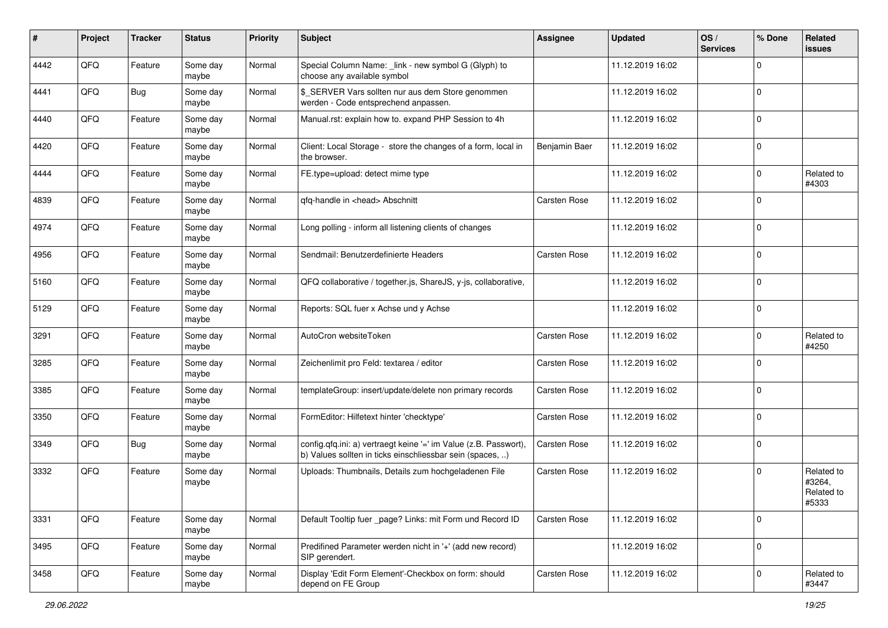| # | Project | Tracker | Status | Priority | Subject | Assignee | Updated | OS / Services | % Done | Related issues |
|---|---|---|---|---|---|---|---|---|---|---|
| 4442 | QFQ | Feature | Some day maybe | Normal | Special Column Name: _link - new symbol G (Glyph) to choose any available symbol | | 11.12.2019 16:02 | | 0 | |
| 4441 | QFQ | Bug | Some day maybe | Normal | $_SERVER Vars sollten nur aus dem Store genommen werden - Code entsprechend anpassen. | | 11.12.2019 16:02 | | 0 | |
| 4440 | QFQ | Feature | Some day maybe | Normal | Manual.rst: explain how to. expand PHP Session to 4h | | 11.12.2019 16:02 | | 0 | |
| 4420 | QFQ | Feature | Some day maybe | Normal | Client: Local Storage - store the changes of a form, local in the browser. | Benjamin Baer | 11.12.2019 16:02 | | 0 | |
| 4444 | QFQ | Feature | Some day maybe | Normal | FE.type=upload: detect mime type | | 11.12.2019 16:02 | | 0 | Related to #4303 |
| 4839 | QFQ | Feature | Some day maybe | Normal | qfq-handle in <head> Abschnitt | Carsten Rose | 11.12.2019 16:02 | | 0 | |
| 4974 | QFQ | Feature | Some day maybe | Normal | Long polling - inform all listening clients of changes | | 11.12.2019 16:02 | | 0 | |
| 4956 | QFQ | Feature | Some day maybe | Normal | Sendmail: Benutzerdefinierte Headers | Carsten Rose | 11.12.2019 16:02 | | 0 | |
| 5160 | QFQ | Feature | Some day maybe | Normal | QFQ collaborative / together.js, ShareJS, y-js, collaborative, | | 11.12.2019 16:02 | | 0 | |
| 5129 | QFQ | Feature | Some day maybe | Normal | Reports: SQL fuer x Achse und y Achse | | 11.12.2019 16:02 | | 0 | |
| 3291 | QFQ | Feature | Some day maybe | Normal | AutoCron websiteToken | Carsten Rose | 11.12.2019 16:02 | | 0 | Related to #4250 |
| 3285 | QFQ | Feature | Some day maybe | Normal | Zeichenlimit pro Feld: textarea / editor | Carsten Rose | 11.12.2019 16:02 | | 0 | |
| 3385 | QFQ | Feature | Some day maybe | Normal | templateGroup: insert/update/delete non primary records | Carsten Rose | 11.12.2019 16:02 | | 0 | |
| 3350 | QFQ | Feature | Some day maybe | Normal | FormEditor: Hilfetext hinter 'checktype' | Carsten Rose | 11.12.2019 16:02 | | 0 | |
| 3349 | QFQ | Bug | Some day maybe | Normal | config.qfq.ini: a) vertraegt keine '=' im Value (z.B. Passwort), b) Values sollten in ticks einschliessbar sein (spaces, ..) | Carsten Rose | 11.12.2019 16:02 | | 0 | |
| 3332 | QFQ | Feature | Some day maybe | Normal | Uploads: Thumbnails, Details zum hochgeladenen File | Carsten Rose | 11.12.2019 16:02 | | 0 | Related to #3264, Related to #5333 |
| 3331 | QFQ | Feature | Some day maybe | Normal | Default Tooltip fuer _page? Links: mit Form und Record ID | Carsten Rose | 11.12.2019 16:02 | | 0 | |
| 3495 | QFQ | Feature | Some day maybe | Normal | Predifined Parameter werden nicht in '+' (add new record) SIP gerendert. | | 11.12.2019 16:02 | | 0 | |
| 3458 | QFQ | Feature | Some day maybe | Normal | Display 'Edit Form Element'-Checkbox on form: should depend on FE Group | Carsten Rose | 11.12.2019 16:02 | | 0 | Related to #3447 |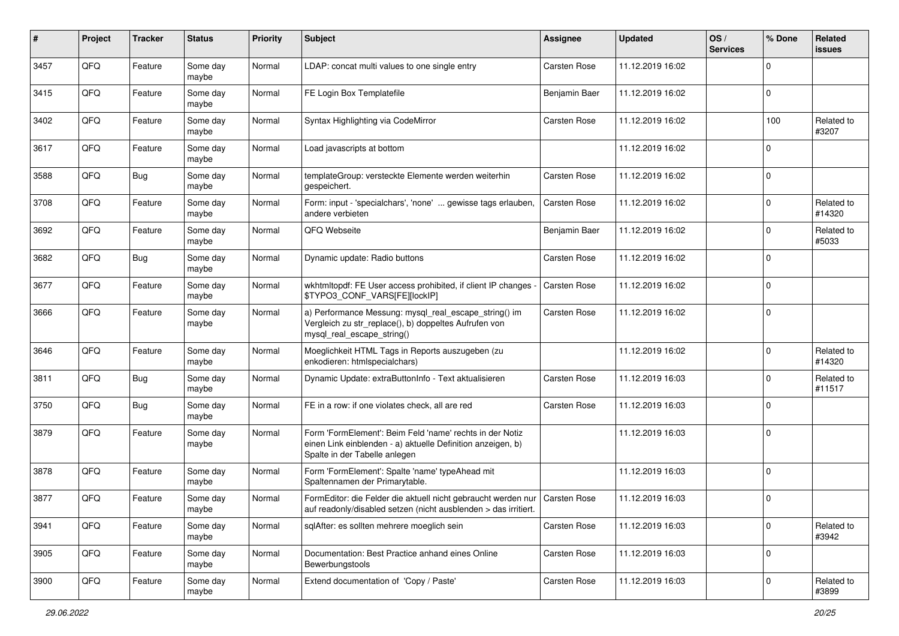| # | Project | Tracker | Status | Priority | Subject | Assignee | Updated | OS / Services | % Done | Related issues |
|---|---|---|---|---|---|---|---|---|---|---|
| 3457 | QFQ | Feature | Some day maybe | Normal | LDAP: concat multi values to one single entry | Carsten Rose | 11.12.2019 16:02 | | 0 | |
| 3415 | QFQ | Feature | Some day maybe | Normal | FE Login Box Templatefile | Benjamin Baer | 11.12.2019 16:02 | | 0 | |
| 3402 | QFQ | Feature | Some day maybe | Normal | Syntax Highlighting via CodeMirror | Carsten Rose | 11.12.2019 16:02 | | 100 | Related to #3207 |
| 3617 | QFQ | Feature | Some day maybe | Normal | Load javascripts at bottom | | 11.12.2019 16:02 | | 0 | |
| 3588 | QFQ | Bug | Some day maybe | Normal | templateGroup: versteckte Elemente werden weiterhin gespeichert. | Carsten Rose | 11.12.2019 16:02 | | 0 | |
| 3708 | QFQ | Feature | Some day maybe | Normal | Form: input - 'specialchars', 'none' ... gewisse tags erlauben, andere verbieten | Carsten Rose | 11.12.2019 16:02 | | 0 | Related to #14320 |
| 3692 | QFQ | Feature | Some day maybe | Normal | QFQ Webseite | Benjamin Baer | 11.12.2019 16:02 | | 0 | Related to #5033 |
| 3682 | QFQ | Bug | Some day maybe | Normal | Dynamic update: Radio buttons | Carsten Rose | 11.12.2019 16:02 | | 0 | |
| 3677 | QFQ | Feature | Some day maybe | Normal | wkhtmltopdf: FE User access prohibited, if client IP changes - $TYPO3_CONF_VARS[FE][lockIP] | Carsten Rose | 11.12.2019 16:02 | | 0 | |
| 3666 | QFQ | Feature | Some day maybe | Normal | a) Performance Messung: mysql_real_escape_string() im Vergleich zu str_replace(), b) doppeltes Aufrufen von mysql_real_escape_string() | Carsten Rose | 11.12.2019 16:02 | | 0 | |
| 3646 | QFQ | Feature | Some day maybe | Normal | Moeglichkeit HTML Tags in Reports auszugeben (zu enkodieren: htmlspecialchars) | | 11.12.2019 16:02 | | 0 | Related to #14320 |
| 3811 | QFQ | Bug | Some day maybe | Normal | Dynamic Update: extraButtonInfo - Text aktualisieren | Carsten Rose | 11.12.2019 16:03 | | 0 | Related to #11517 |
| 3750 | QFQ | Bug | Some day maybe | Normal | FE in a row: if one violates check, all are red | Carsten Rose | 11.12.2019 16:03 | | 0 | |
| 3879 | QFQ | Feature | Some day maybe | Normal | Form 'FormElement': Beim Feld 'name' rechts in der Notiz einen Link einblenden - a) aktuelle Definition anzeigen, b) Spalte in der Tabelle anlegen | | 11.12.2019 16:03 | | 0 | |
| 3878 | QFQ | Feature | Some day maybe | Normal | Form 'FormElement': Spalte 'name' typeAhead mit Spaltennamen der Primarytable. | | 11.12.2019 16:03 | | 0 | |
| 3877 | QFQ | Feature | Some day maybe | Normal | FormEditor: die Felder die aktuell nicht gebraucht werden nur auf readonly/disabled setzen (nicht ausblenden > das irritiert. | Carsten Rose | 11.12.2019 16:03 | | 0 | |
| 3941 | QFQ | Feature | Some day maybe | Normal | sqlAfter: es sollten mehrere moeglich sein | Carsten Rose | 11.12.2019 16:03 | | 0 | Related to #3942 |
| 3905 | QFQ | Feature | Some day maybe | Normal | Documentation: Best Practice anhand eines Online Bewerbungstools | Carsten Rose | 11.12.2019 16:03 | | 0 | |
| 3900 | QFQ | Feature | Some day maybe | Normal | Extend documentation of 'Copy / Paste' | Carsten Rose | 11.12.2019 16:03 | | 0 | Related to #3899 |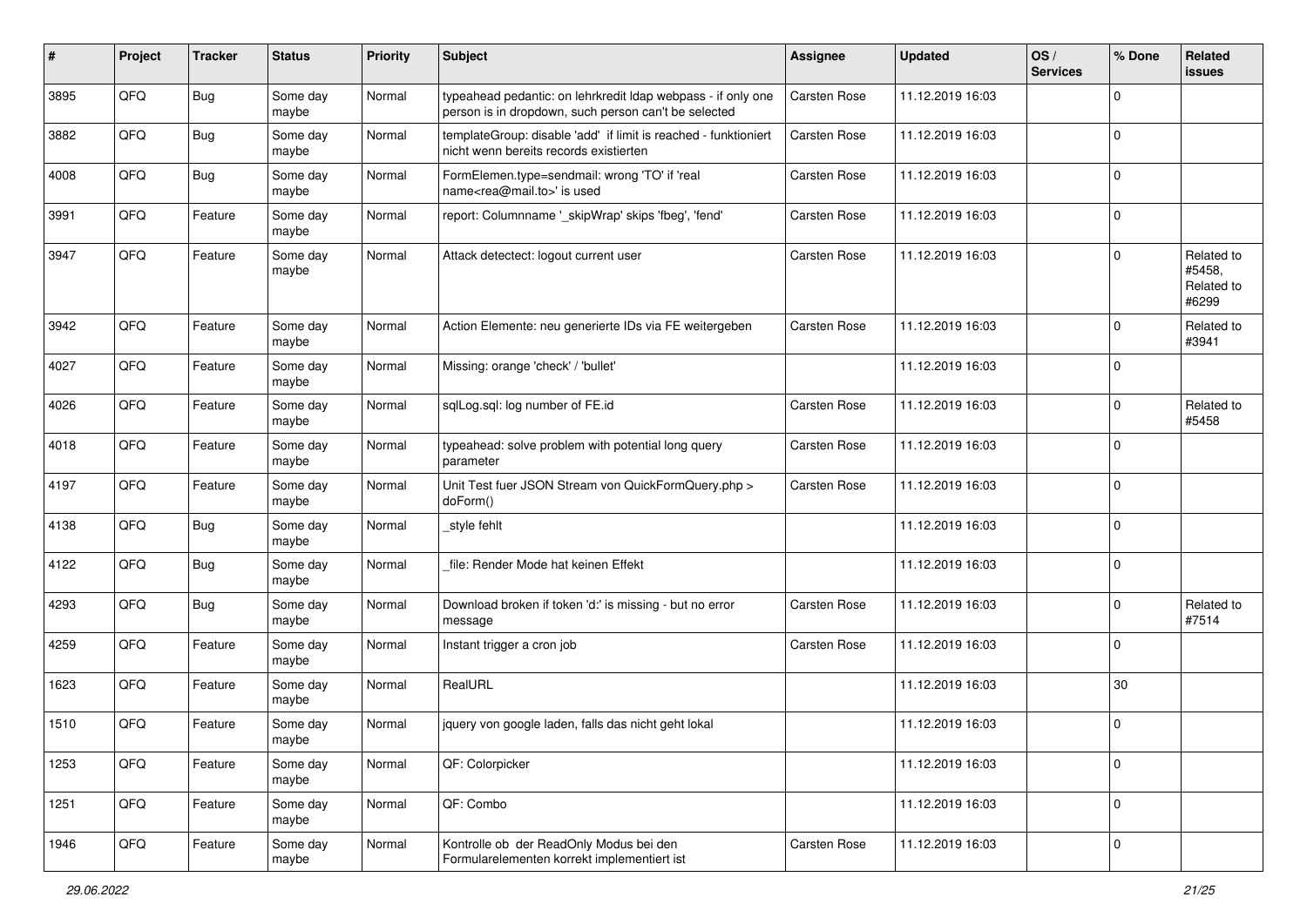| # | Project | Tracker | Status | Priority | Subject | Assignee | Updated | OS / Services | % Done | Related issues |
|---|---|---|---|---|---|---|---|---|---|---|
| 3895 | QFQ | Bug | Some day maybe | Normal | typeahead pedantic: on lehrkredit ldap webpass - if only one person is in dropdown, such person can't be selected | Carsten Rose | 11.12.2019 16:03 | | 0 | |
| 3882 | QFQ | Bug | Some day maybe | Normal | templateGroup: disable 'add' if limit is reached - funktioniert nicht wenn bereits records existierten | Carsten Rose | 11.12.2019 16:03 | | 0 | |
| 4008 | QFQ | Bug | Some day maybe | Normal | FormElemen.type=sendmail: wrong 'TO' if 'real name<rea@mail.to>' is used | Carsten Rose | 11.12.2019 16:03 | | 0 | |
| 3991 | QFQ | Feature | Some day maybe | Normal | report: Columnname '_skipWrap' skips 'fbeg', 'fend' | Carsten Rose | 11.12.2019 16:03 | | 0 | |
| 3947 | QFQ | Feature | Some day maybe | Normal | Attack detectect: logout current user | Carsten Rose | 11.12.2019 16:03 | | 0 | Related to #5458, Related to #6299 |
| 3942 | QFQ | Feature | Some day maybe | Normal | Action Elemente: neu generierte IDs via FE weitergeben | Carsten Rose | 11.12.2019 16:03 | | 0 | Related to #3941 |
| 4027 | QFQ | Feature | Some day maybe | Normal | Missing: orange 'check' / 'bullet' | | 11.12.2019 16:03 | | 0 | |
| 4026 | QFQ | Feature | Some day maybe | Normal | sqlLog.sql: log number of FE.id | Carsten Rose | 11.12.2019 16:03 | | 0 | Related to #5458 |
| 4018 | QFQ | Feature | Some day maybe | Normal | typeahead: solve problem with potential long query parameter | Carsten Rose | 11.12.2019 16:03 | | 0 | |
| 4197 | QFQ | Feature | Some day maybe | Normal | Unit Test fuer JSON Stream von QuickFormQuery.php > doForm() | Carsten Rose | 11.12.2019 16:03 | | 0 | |
| 4138 | QFQ | Bug | Some day maybe | Normal | _style fehlt | | 11.12.2019 16:03 | | 0 | |
| 4122 | QFQ | Bug | Some day maybe | Normal | _file: Render Mode hat keinen Effekt | | 11.12.2019 16:03 | | 0 | |
| 4293 | QFQ | Bug | Some day maybe | Normal | Download broken if token 'd:' is missing - but no error message | Carsten Rose | 11.12.2019 16:03 | | 0 | Related to #7514 |
| 4259 | QFQ | Feature | Some day maybe | Normal | Instant trigger a cron job | Carsten Rose | 11.12.2019 16:03 | | 0 | |
| 1623 | QFQ | Feature | Some day maybe | Normal | RealURL | | 11.12.2019 16:03 | | 30 | |
| 1510 | QFQ | Feature | Some day maybe | Normal | jquery von google laden, falls das nicht geht lokal | | 11.12.2019 16:03 | | 0 | |
| 1253 | QFQ | Feature | Some day maybe | Normal | QF: Colorpicker | | 11.12.2019 16:03 | | 0 | |
| 1251 | QFQ | Feature | Some day maybe | Normal | QF: Combo | | 11.12.2019 16:03 | | 0 | |
| 1946 | QFQ | Feature | Some day maybe | Normal | Kontrolle ob der ReadOnly Modus bei den Formularelementen korrekt implementiert ist | Carsten Rose | 11.12.2019 16:03 | | 0 | |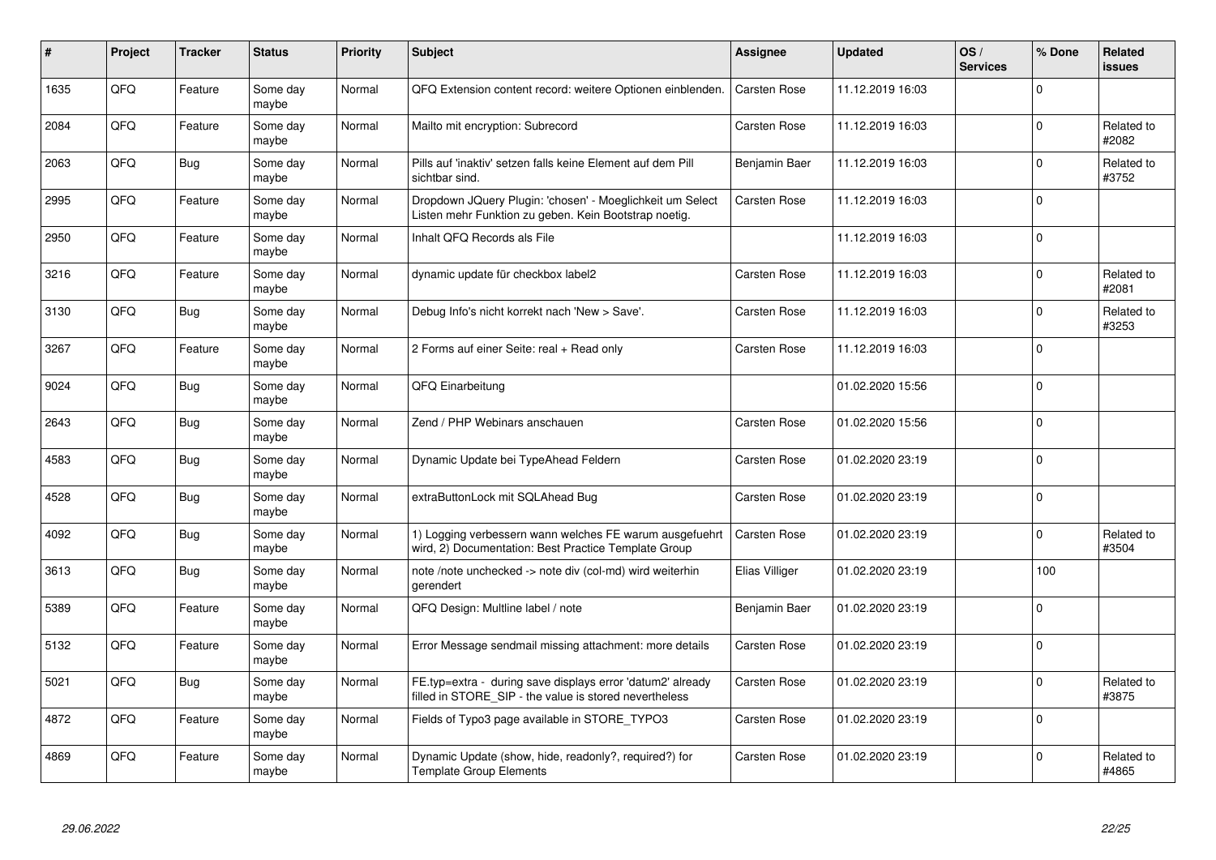| # | Project | Tracker | Status | Priority | Subject | Assignee | Updated | OS / Services | % Done | Related issues |
|---|---|---|---|---|---|---|---|---|---|---|
| 1635 | QFQ | Feature | Some day maybe | Normal | QFQ Extension content record: weitere Optionen einblenden. | Carsten Rose | 11.12.2019 16:03 | | 0 | |
| 2084 | QFQ | Feature | Some day maybe | Normal | Mailto mit encryption: Subrecord | Carsten Rose | 11.12.2019 16:03 | | 0 | Related to #2082 |
| 2063 | QFQ | Bug | Some day maybe | Normal | Pills auf 'inaktiv' setzen falls keine Element auf dem Pill sichtbar sind. | Benjamin Baer | 11.12.2019 16:03 | | 0 | Related to #3752 |
| 2995 | QFQ | Feature | Some day maybe | Normal | Dropdown JQuery Plugin: 'chosen' - Moeglichkeit um Select Listen mehr Funktion zu geben. Kein Bootstrap noetig. | Carsten Rose | 11.12.2019 16:03 | | 0 | |
| 2950 | QFQ | Feature | Some day maybe | Normal | Inhalt QFQ Records als File | | 11.12.2019 16:03 | | 0 | |
| 3216 | QFQ | Feature | Some day maybe | Normal | dynamic update für checkbox label2 | Carsten Rose | 11.12.2019 16:03 | | 0 | Related to #2081 |
| 3130 | QFQ | Bug | Some day maybe | Normal | Debug Info's nicht korrekt nach 'New > Save'. | Carsten Rose | 11.12.2019 16:03 | | 0 | Related to #3253 |
| 3267 | QFQ | Feature | Some day maybe | Normal | 2 Forms auf einer Seite: real + Read only | Carsten Rose | 11.12.2019 16:03 | | 0 | |
| 9024 | QFQ | Bug | Some day maybe | Normal | QFQ Einarbeitung | | 01.02.2020 15:56 | | 0 | |
| 2643 | QFQ | Bug | Some day maybe | Normal | Zend / PHP Webinars anschauen | Carsten Rose | 01.02.2020 15:56 | | 0 | |
| 4583 | QFQ | Bug | Some day maybe | Normal | Dynamic Update bei TypeAhead Feldern | Carsten Rose | 01.02.2020 23:19 | | 0 | |
| 4528 | QFQ | Bug | Some day maybe | Normal | extraButtonLock mit SQLAhead Bug | Carsten Rose | 01.02.2020 23:19 | | 0 | |
| 4092 | QFQ | Bug | Some day maybe | Normal | 1) Logging verbessern wann welches FE warum ausgefuehrt wird, 2) Documentation: Best Practice Template Group | Carsten Rose | 01.02.2020 23:19 | | 0 | Related to #3504 |
| 3613 | QFQ | Bug | Some day maybe | Normal | note /note unchecked -> note div (col-md) wird weiterhin gerendert | Elias Villiger | 01.02.2020 23:19 | | 100 | |
| 5389 | QFQ | Feature | Some day maybe | Normal | QFQ Design: Multline label / note | Benjamin Baer | 01.02.2020 23:19 | | 0 | |
| 5132 | QFQ | Feature | Some day maybe | Normal | Error Message sendmail missing attachment: more details | Carsten Rose | 01.02.2020 23:19 | | 0 | |
| 5021 | QFQ | Bug | Some day maybe | Normal | FE.typ=extra - during save displays error 'datum2' already filled in STORE_SIP - the value is stored nevertheless | Carsten Rose | 01.02.2020 23:19 | | 0 | Related to #3875 |
| 4872 | QFQ | Feature | Some day maybe | Normal | Fields of Typo3 page available in STORE_TYPO3 | Carsten Rose | 01.02.2020 23:19 | | 0 | |
| 4869 | QFQ | Feature | Some day maybe | Normal | Dynamic Update (show, hide, readonly?, required?) for Template Group Elements | Carsten Rose | 01.02.2020 23:19 | | 0 | Related to #4865 |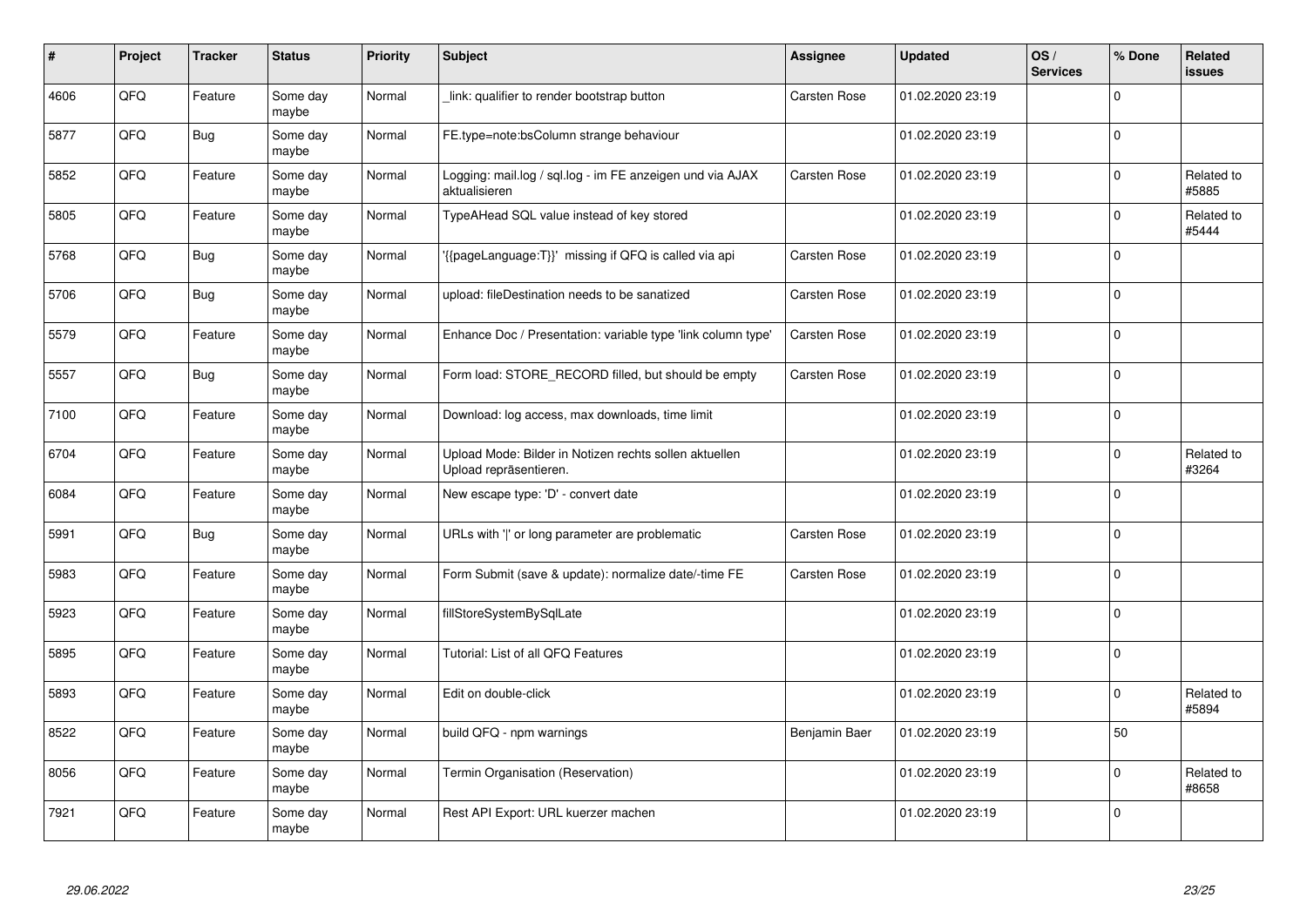| # | Project | Tracker | Status | Priority | Subject | Assignee | Updated | OS / Services | % Done | Related issues |
|---|---|---|---|---|---|---|---|---|---|---|
| 4606 | QFQ | Feature | Some day maybe | Normal | _link: qualifier to render bootstrap button | Carsten Rose | 01.02.2020 23:19 | | 0 | |
| 5877 | QFQ | Bug | Some day maybe | Normal | FE.type=note:bsColumn strange behaviour | | 01.02.2020 23:19 | | 0 | |
| 5852 | QFQ | Feature | Some day maybe | Normal | Logging: mail.log / sql.log - im FE anzeigen und via AJAX aktualisieren | Carsten Rose | 01.02.2020 23:19 | | 0 | Related to #5885 |
| 5805 | QFQ | Feature | Some day maybe | Normal | TypeAHead SQL value instead of key stored | | 01.02.2020 23:19 | | 0 | Related to #5444 |
| 5768 | QFQ | Bug | Some day maybe | Normal | '{{pageLanguage:T}}' missing if QFQ is called via api | Carsten Rose | 01.02.2020 23:19 | | 0 | |
| 5706 | QFQ | Bug | Some day maybe | Normal | upload: fileDestination needs to be sanatized | Carsten Rose | 01.02.2020 23:19 | | 0 | |
| 5579 | QFQ | Feature | Some day maybe | Normal | Enhance Doc / Presentation: variable type 'link column type' | Carsten Rose | 01.02.2020 23:19 | | 0 | |
| 5557 | QFQ | Bug | Some day maybe | Normal | Form load: STORE_RECORD filled, but should be empty | Carsten Rose | 01.02.2020 23:19 | | 0 | |
| 7100 | QFQ | Feature | Some day maybe | Normal | Download: log access, max downloads, time limit | | 01.02.2020 23:19 | | 0 | |
| 6704 | QFQ | Feature | Some day maybe | Normal | Upload Mode: Bilder in Notizen rechts sollen aktuellen Upload repräsentieren. | | 01.02.2020 23:19 | | 0 | Related to #3264 |
| 6084 | QFQ | Feature | Some day maybe | Normal | New escape type: 'D' - convert date | | 01.02.2020 23:19 | | 0 | |
| 5991 | QFQ | Bug | Some day maybe | Normal | URLs with '|' or long parameter are problematic | Carsten Rose | 01.02.2020 23:19 | | 0 | |
| 5983 | QFQ | Feature | Some day maybe | Normal | Form Submit (save & update): normalize date/-time FE | Carsten Rose | 01.02.2020 23:19 | | 0 | |
| 5923 | QFQ | Feature | Some day maybe | Normal | fillStoreSystemBySqlLate | | 01.02.2020 23:19 | | 0 | |
| 5895 | QFQ | Feature | Some day maybe | Normal | Tutorial: List of all QFQ Features | | 01.02.2020 23:19 | | 0 | |
| 5893 | QFQ | Feature | Some day maybe | Normal | Edit on double-click | | 01.02.2020 23:19 | | 0 | Related to #5894 |
| 8522 | QFQ | Feature | Some day maybe | Normal | build QFQ - npm warnings | Benjamin Baer | 01.02.2020 23:19 | | 50 | |
| 8056 | QFQ | Feature | Some day maybe | Normal | Termin Organisation (Reservation) | | 01.02.2020 23:19 | | 0 | Related to #8658 |
| 7921 | QFQ | Feature | Some day maybe | Normal | Rest API Export: URL kuerzer machen | | 01.02.2020 23:19 | | 0 | |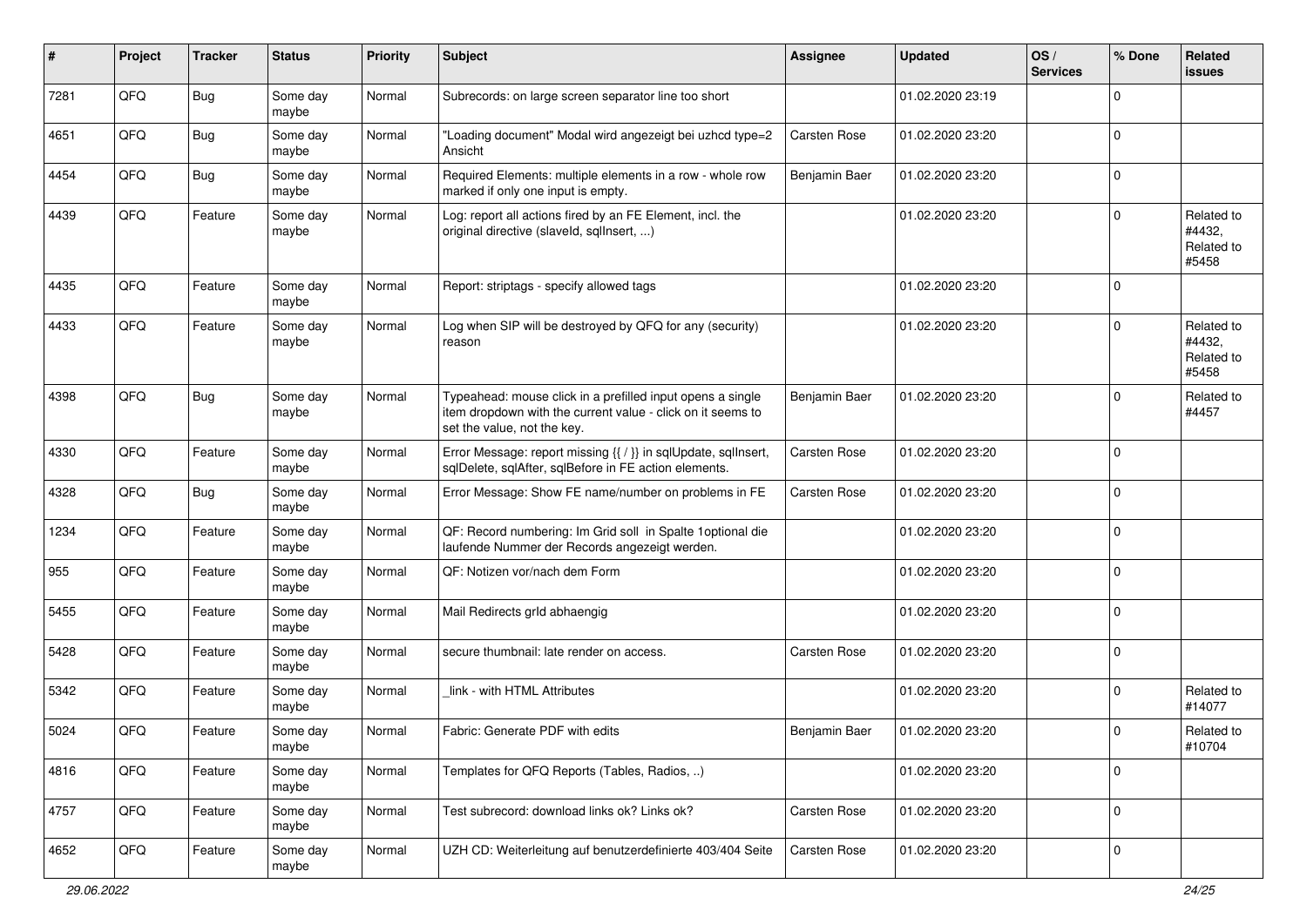| # | Project | Tracker | Status | Priority | Subject | Assignee | Updated | OS / Services | % Done | Related issues |
| --- | --- | --- | --- | --- | --- | --- | --- | --- | --- | --- |
| 7281 | QFQ | Bug | Some day maybe | Normal | Subrecords: on large screen separator line too short | | 01.02.2020 23:19 | | 0 | |
| 4651 | QFQ | Bug | Some day maybe | Normal | "Loading document" Modal wird angezeigt bei uzhcd type=2 Ansicht | Carsten Rose | 01.02.2020 23:20 | | 0 | |
| 4454 | QFQ | Bug | Some day maybe | Normal | Required Elements: multiple elements in a row - whole row marked if only one input is empty. | Benjamin Baer | 01.02.2020 23:20 | | 0 | |
| 4439 | QFQ | Feature | Some day maybe | Normal | Log: report all actions fired by an FE Element, incl. the original directive (slaveId, sqlInsert, ...) | | 01.02.2020 23:20 | | 0 | Related to #4432, Related to #5458 |
| 4435 | QFQ | Feature | Some day maybe | Normal | Report: striptags - specify allowed tags | | 01.02.2020 23:20 | | 0 | |
| 4433 | QFQ | Feature | Some day maybe | Normal | Log when SIP will be destroyed by QFQ for any (security) reason | | 01.02.2020 23:20 | | 0 | Related to #4432, Related to #5458 |
| 4398 | QFQ | Bug | Some day maybe | Normal | Typeahead: mouse click in a prefilled input opens a single item dropdown with the current value - click on it seems to set the value, not the key. | Benjamin Baer | 01.02.2020 23:20 | | 0 | Related to #4457 |
| 4330 | QFQ | Feature | Some day maybe | Normal | Error Message: report missing {{ / }} in sqlUpdate, sqlInsert, sqlDelete, sqlAfter, sqlBefore in FE action elements. | Carsten Rose | 01.02.2020 23:20 | | 0 | |
| 4328 | QFQ | Bug | Some day maybe | Normal | Error Message: Show FE name/number on problems in FE | Carsten Rose | 01.02.2020 23:20 | | 0 | |
| 1234 | QFQ | Feature | Some day maybe | Normal | QF: Record numbering: Im Grid soll in Spalte 1optional die laufende Nummer der Records angezeigt werden. | | 01.02.2020 23:20 | | 0 | |
| 955 | QFQ | Feature | Some day maybe | Normal | QF: Notizen vor/nach dem Form | | 01.02.2020 23:20 | | 0 | |
| 5455 | QFQ | Feature | Some day maybe | Normal | Mail Redirects grId abhaengig | | 01.02.2020 23:20 | | 0 | |
| 5428 | QFQ | Feature | Some day maybe | Normal | secure thumbnail: late render on access. | Carsten Rose | 01.02.2020 23:20 | | 0 | |
| 5342 | QFQ | Feature | Some day maybe | Normal | _link - with HTML Attributes | | 01.02.2020 23:20 | | 0 | Related to #14077 |
| 5024 | QFQ | Feature | Some day maybe | Normal | Fabric: Generate PDF with edits | Benjamin Baer | 01.02.2020 23:20 | | 0 | Related to #10704 |
| 4816 | QFQ | Feature | Some day maybe | Normal | Templates for QFQ Reports (Tables, Radios, ..) | | 01.02.2020 23:20 | | 0 | |
| 4757 | QFQ | Feature | Some day maybe | Normal | Test subrecord: download links ok? Links ok? | Carsten Rose | 01.02.2020 23:20 | | 0 | |
| 4652 | QFQ | Feature | Some day maybe | Normal | UZH CD: Weiterleitung auf benutzerdefinierte 403/404 Seite | Carsten Rose | 01.02.2020 23:20 | | 0 | |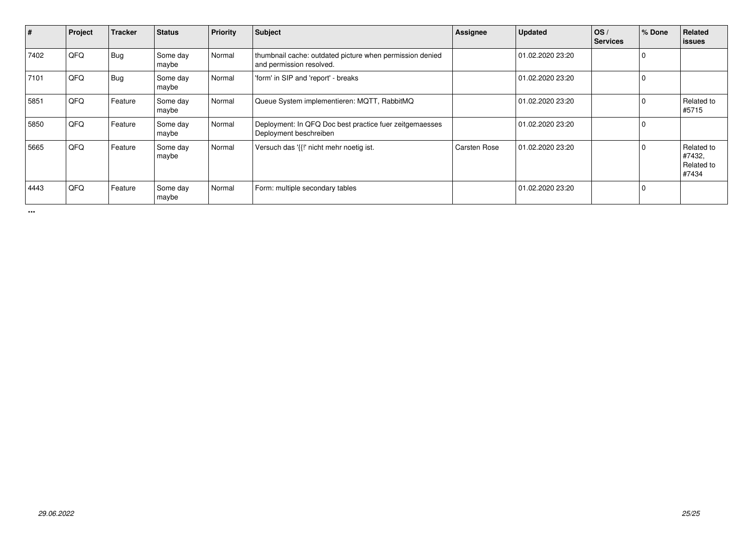| # | Project | Tracker | Status | Priority | Subject | Assignee | Updated | OS / Services | % Done | Related issues |
|---|---|---|---|---|---|---|---|---|---|---|
| 7402 | QFQ | Bug | Some day maybe | Normal | thumbnail cache: outdated picture when permission denied and permission resolved. | | 01.02.2020 23:20 | | 0 | |
| 7101 | QFQ | Bug | Some day maybe | Normal | 'form' in SIP and 'report' - breaks | | 01.02.2020 23:20 | | 0 | |
| 5851 | QFQ | Feature | Some day maybe | Normal | Queue System implementieren: MQTT, RabbitMQ | | 01.02.2020 23:20 | | 0 | Related to #5715 |
| 5850 | QFQ | Feature | Some day maybe | Normal | Deployment: In QFQ Doc best practice fuer zeitgemaesses Deployment beschreiben | | 01.02.2020 23:20 | | 0 | |
| 5665 | QFQ | Feature | Some day maybe | Normal | Versuch das '{{!' nicht mehr noetig ist. | Carsten Rose | 01.02.2020 23:20 | | 0 | Related to #7432, Related to #7434 |
| 4443 | QFQ | Feature | Some day maybe | Normal | Form: multiple secondary tables | | 01.02.2020 23:20 | | 0 | |

...